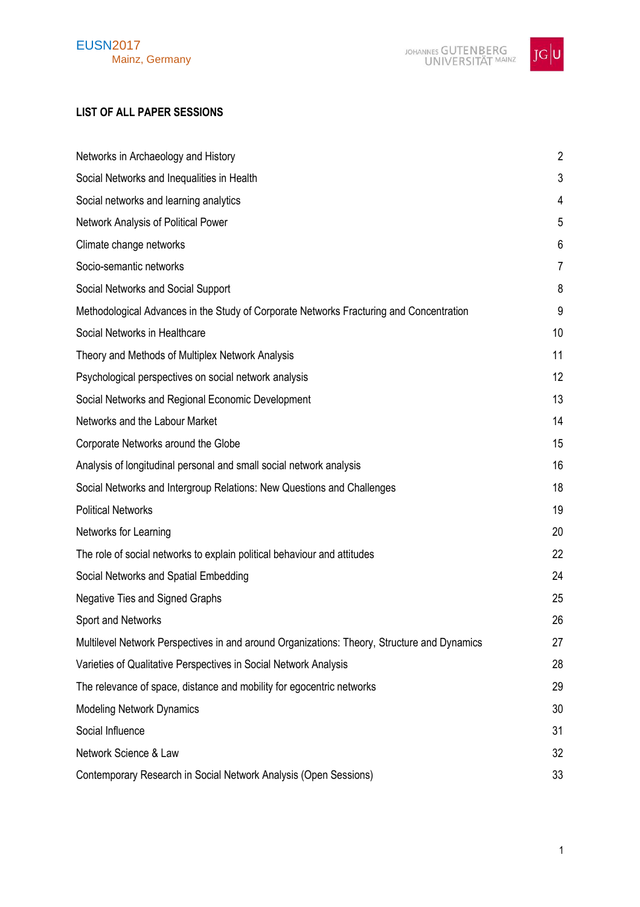## LIST OF ALL PAPER SESSIONS

| | |
|---|---|
| Networks in Archaeology and History | 2 |
| Social Networks and Inequalities in Health | 3 |
| Social networks and learning analytics | 4 |
| Network Analysis of Political Power | 5 |
| Climate change networks | 6 |
| Socio-semantic networks | 7 |
| Social Networks and Social Support | 8 |
| Methodological Advances in the Study of Corporate Networks Fracturing and Concentration | 9 |
| Social Networks in Healthcare | 10 |
| Theory and Methods of Multiplex Network Analysis | 11 |
| Psychological perspectives on social network analysis | 12 |
| Social Networks and Regional Economic Development | 13 |
| Networks and the Labour Market | 14 |
| Corporate Networks around the Globe | 15 |
| Analysis of longitudinal personal and small social network analysis | 16 |
| Social Networks and Intergroup Relations: New Questions and Challenges | 18 |
| Political Networks | 19 |
| Networks for Learning | 20 |
| The role of social networks to explain political behaviour and attitudes | 22 |
| Social Networks and Spatial Embedding | 24 |
| Negative Ties and Signed Graphs | 25 |
| Sport and Networks | 26 |
| Multilevel Network Perspectives in and around Organizations: Theory, Structure and Dynamics | 27 |
| Varieties of Qualitative Perspectives in Social Network Analysis | 28 |
| The relevance of space, distance and mobility for egocentric networks | 29 |
| Modeling Network Dynamics | 30 |
| Social Influence | 31 |
| Network Science & Law | 32 |
| Contemporary Research in Social Network Analysis (Open Sessions) | 33 |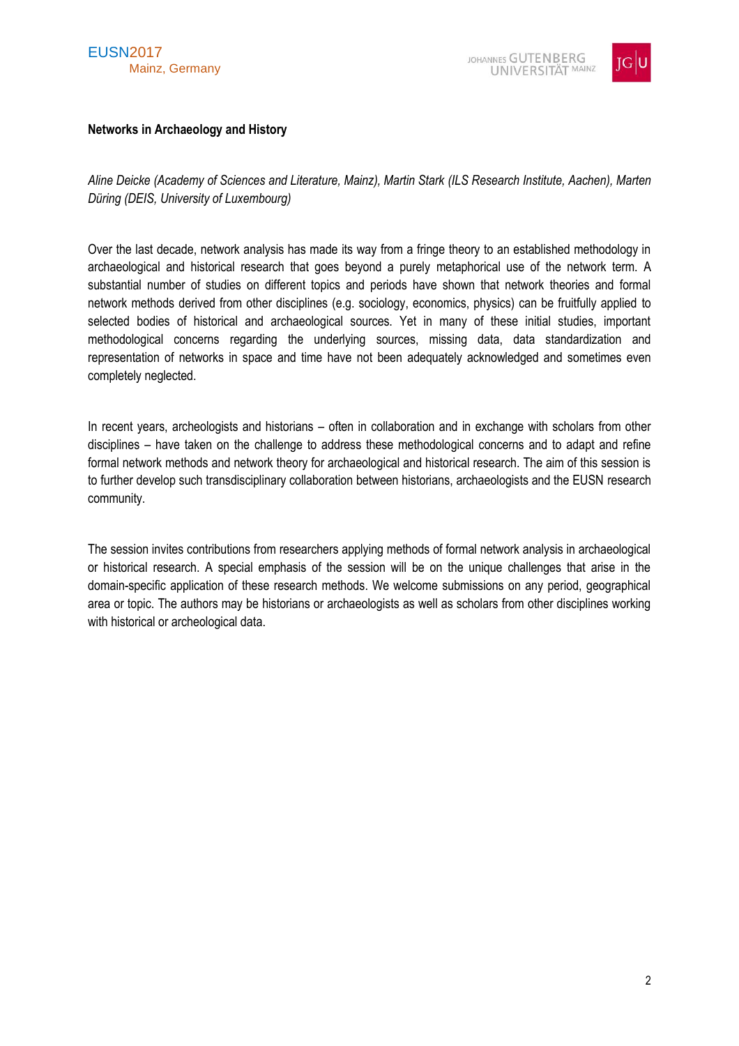**Networks in Archaeology and History**

*Aline Deicke (Academy of Sciences and Literature, Mainz), Martin Stark (ILS Research Institute, Aachen), Marten Düring (DEIS, University of Luxembourg)*

Over the last decade, network analysis has made its way from a fringe theory to an established methodology in archaeological and historical research that goes beyond a purely metaphorical use of the network term. A substantial number of studies on different topics and periods have shown that network theories and formal network methods derived from other disciplines (e.g. sociology, economics, physics) can be fruitfully applied to selected bodies of historical and archaeological sources. Yet in many of these initial studies, important methodological concerns regarding the underlying sources, missing data, data standardization and representation of networks in space and time have not been adequately acknowledged and sometimes even completely neglected.

In recent years, archeologists and historians – often in collaboration and in exchange with scholars from other disciplines – have taken on the challenge to address these methodological concerns and to adapt and refine formal network methods and network theory for archaeological and historical research. The aim of this session is to further develop such transdisciplinary collaboration between historians, archaeologists and the EUSN research community.

The session invites contributions from researchers applying methods of formal network analysis in archaeological or historical research. A special emphasis of the session will be on the unique challenges that arise in the domain-specific application of these research methods. We welcome submissions on any period, geographical area or topic. The authors may be historians or archaeologists as well as scholars from other disciplines working with historical or archeological data.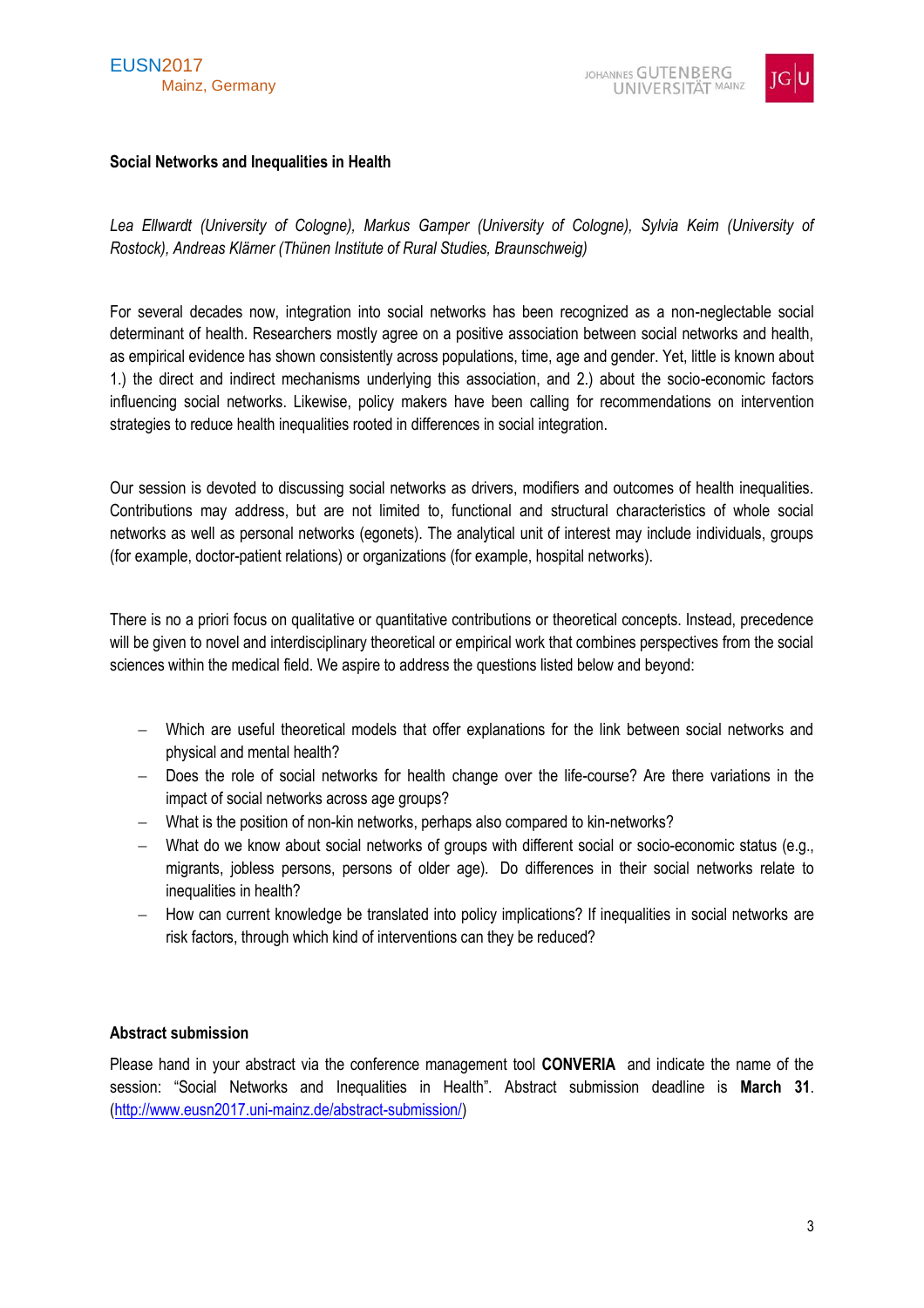### Social Networks and Inequalities in Health

*Lea Ellwardt (University of Cologne), Markus Gamper (University of Cologne), Sylvia Keim (University of Rostock), Andreas Klärner (Thünen Institute of Rural Studies, Braunschweig)*

For several decades now, integration into social networks has been recognized as a non-neglectable social determinant of health. Researchers mostly agree on a positive association between social networks and health, as empirical evidence has shown consistently across populations, time, age and gender. Yet, little is known about 1.) the direct and indirect mechanisms underlying this association, and 2.) about the socio-economic factors influencing social networks. Likewise, policy makers have been calling for recommendations on intervention strategies to reduce health inequalities rooted in differences in social integration.

Our session is devoted to discussing social networks as drivers, modifiers and outcomes of health inequalities. Contributions may address, but are not limited to, functional and structural characteristics of whole social networks as well as personal networks (egonets). The analytical unit of interest may include individuals, groups (for example, doctor-patient relations) or organizations (for example, hospital networks).

There is no a priori focus on qualitative or quantitative contributions or theoretical concepts. Instead, precedence will be given to novel and interdisciplinary theoretical or empirical work that combines perspectives from the social sciences within the medical field. We aspire to address the questions listed below and beyond:

- Which are useful theoretical models that offer explanations for the link between social networks and physical and mental health?
- Does the role of social networks for health change over the life-course? Are there variations in the impact of social networks across age groups?
- What is the position of non-kin networks, perhaps also compared to kin-networks?
- What do we know about social networks of groups with different social or socio-economic status (e.g., migrants, jobless persons, persons of older age). Do differences in their social networks relate to inequalities in health?
- How can current knowledge be translated into policy implications? If inequalities in social networks are risk factors, through which kind of interventions can they be reduced?

### Abstract submission

Please hand in your abstract via the conference management tool **CONVERIA** and indicate the name of the session: "Social Networks and Inequalities in Health". Abstract submission deadline is **March 31**. (http://www.eusn2017.uni-mainz.de/abstract-submission/)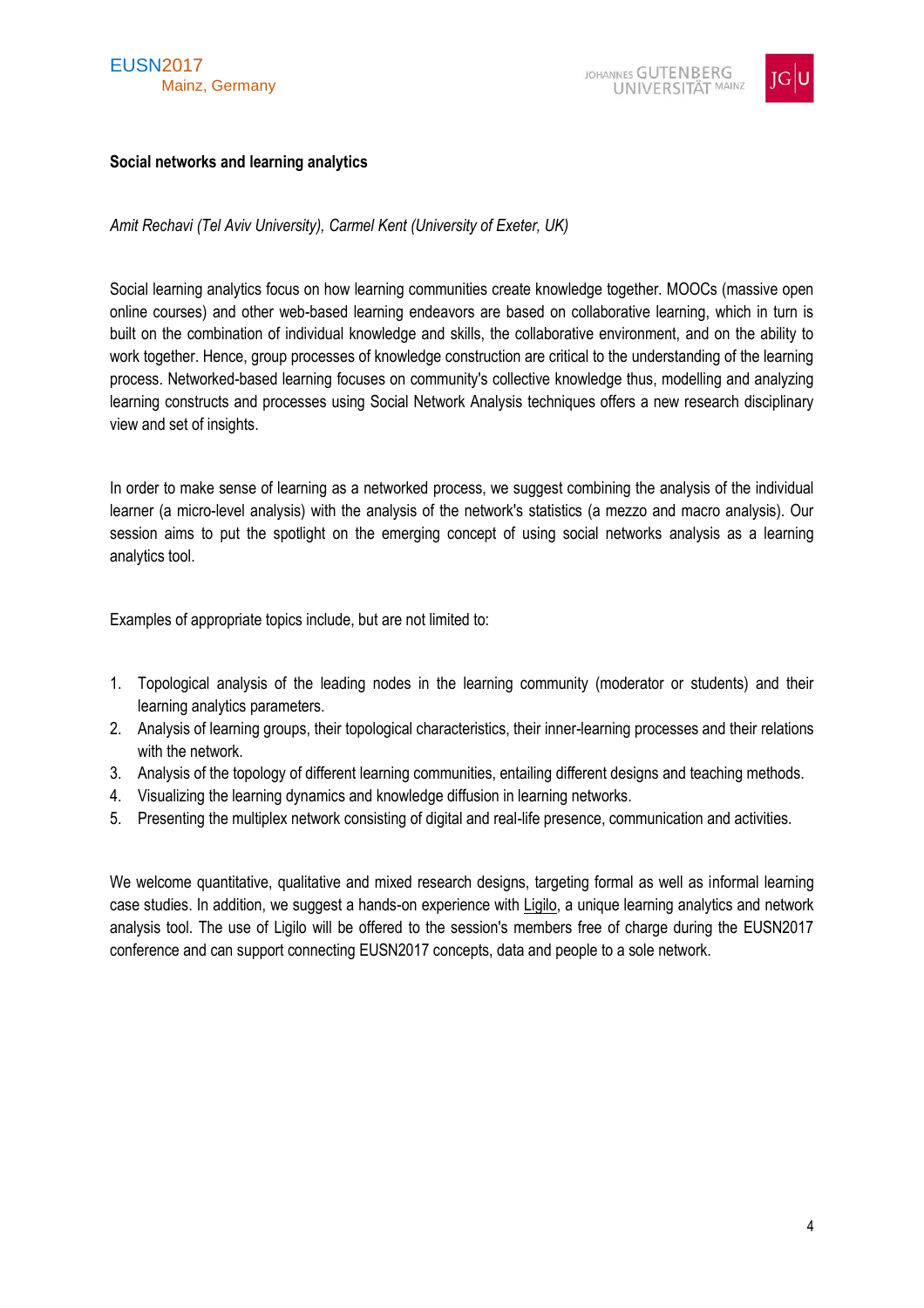**Social networks and learning analytics**

*Amit Rechavi (Tel Aviv University), Carmel Kent (University of Exeter, UK)*

Social learning analytics focus on how learning communities create knowledge together. MOOCs (massive open online courses) and other web-based learning endeavors are based on collaborative learning, which in turn is built on the combination of individual knowledge and skills, the collaborative environment, and on the ability to work together. Hence, group processes of knowledge construction are critical to the understanding of the learning process. Networked-based learning focuses on community's collective knowledge thus, modelling and analyzing learning constructs and processes using Social Network Analysis techniques offers a new research disciplinary view and set of insights.

In order to make sense of learning as a networked process, we suggest combining the analysis of the individual learner (a micro-level analysis) with the analysis of the network's statistics (a mezzo and macro analysis). Our session aims to put the spotlight on the emerging concept of using social networks analysis as a learning analytics tool.

Examples of appropriate topics include, but are not limited to:

1. Topological analysis of the leading nodes in the learning community (moderator or students) and their learning analytics parameters.
2. Analysis of learning groups, their topological characteristics, their inner-learning processes and their relations with the network.
3. Analysis of the topology of different learning communities, entailing different designs and teaching methods.
4. Visualizing the learning dynamics and knowledge diffusion in learning networks.
5. Presenting the multiplex network consisting of digital and real-life presence, communication and activities.

We welcome quantitative, qualitative and mixed research designs, targeting formal as well as informal learning case studies. In addition, we suggest a hands-on experience with Ligilo, a unique learning analytics and network analysis tool. The use of Ligilo will be offered to the session's members free of charge during the EUSN2017 conference and can support connecting EUSN2017 concepts, data and people to a sole network.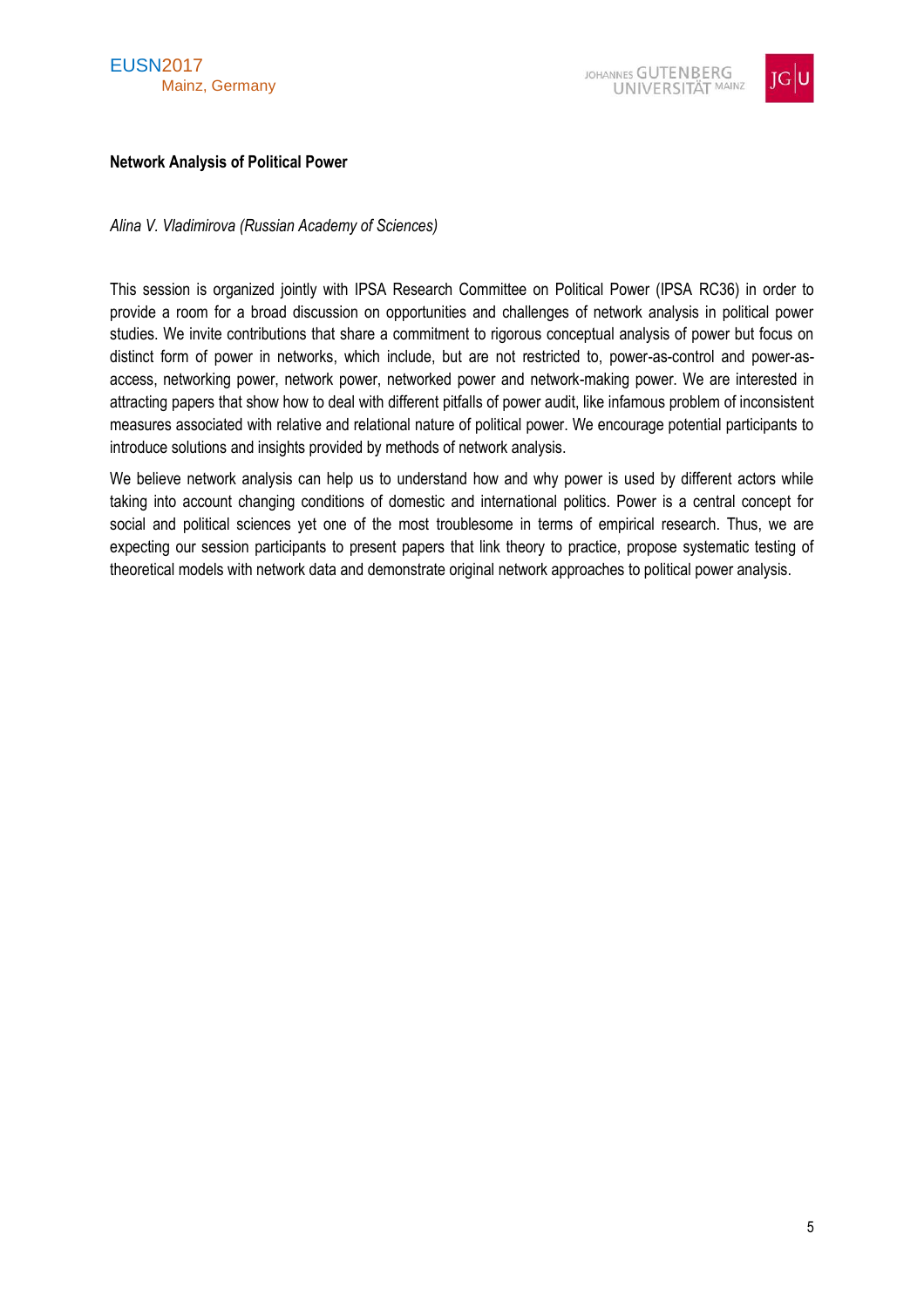**Network Analysis of Political Power**

*Alina V. Vladimirova (Russian Academy of Sciences)*

This session is organized jointly with IPSA Research Committee on Political Power (IPSA RC36) in order to provide a room for a broad discussion on opportunities and challenges of network analysis in political power studies. We invite contributions that share a commitment to rigorous conceptual analysis of power but focus on distinct form of power in networks, which include, but are not restricted to, power-as-control and power-as-access, networking power, network power, networked power and network-making power. We are interested in attracting papers that show how to deal with different pitfalls of power audit, like infamous problem of inconsistent measures associated with relative and relational nature of political power. We encourage potential participants to introduce solutions and insights provided by methods of network analysis.

We believe network analysis can help us to understand how and why power is used by different actors while taking into account changing conditions of domestic and international politics. Power is a central concept for social and political sciences yet one of the most troublesome in terms of empirical research. Thus, we are expecting our session participants to present papers that link theory to practice, propose systematic testing of theoretical models with network data and demonstrate original network approaches to political power analysis.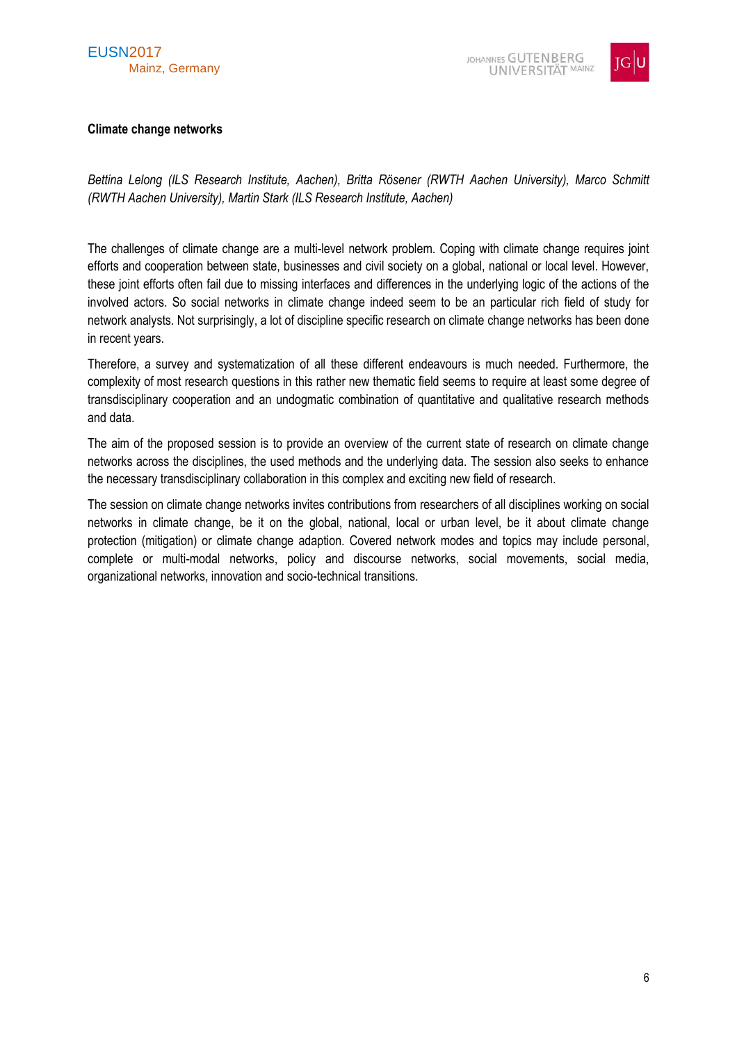**Climate change networks**

*Bettina Lelong (ILS Research Institute, Aachen), Britta Rösener (RWTH Aachen University), Marco Schmitt (RWTH Aachen University), Martin Stark (ILS Research Institute, Aachen)*

The challenges of climate change are a multi-level network problem. Coping with climate change requires joint efforts and cooperation between state, businesses and civil society on a global, national or local level. However, these joint efforts often fail due to missing interfaces and differences in the underlying logic of the actions of the involved actors. So social networks in climate change indeed seem to be an particular rich field of study for network analysts. Not surprisingly, a lot of discipline specific research on climate change networks has been done in recent years.

Therefore, a survey and systematization of all these different endeavours is much needed. Furthermore, the complexity of most research questions in this rather new thematic field seems to require at least some degree of transdisciplinary cooperation and an undogmatic combination of quantitative and qualitative research methods and data.

The aim of the proposed session is to provide an overview of the current state of research on climate change networks across the disciplines, the used methods and the underlying data. The session also seeks to enhance the necessary transdisciplinary collaboration in this complex and exciting new field of research.

The session on climate change networks invites contributions from researchers of all disciplines working on social networks in climate change, be it on the global, national, local or urban level, be it about climate change protection (mitigation) or climate change adaption. Covered network modes and topics may include personal, complete or multi-modal networks, policy and discourse networks, social movements, social media, organizational networks, innovation and socio-technical transitions.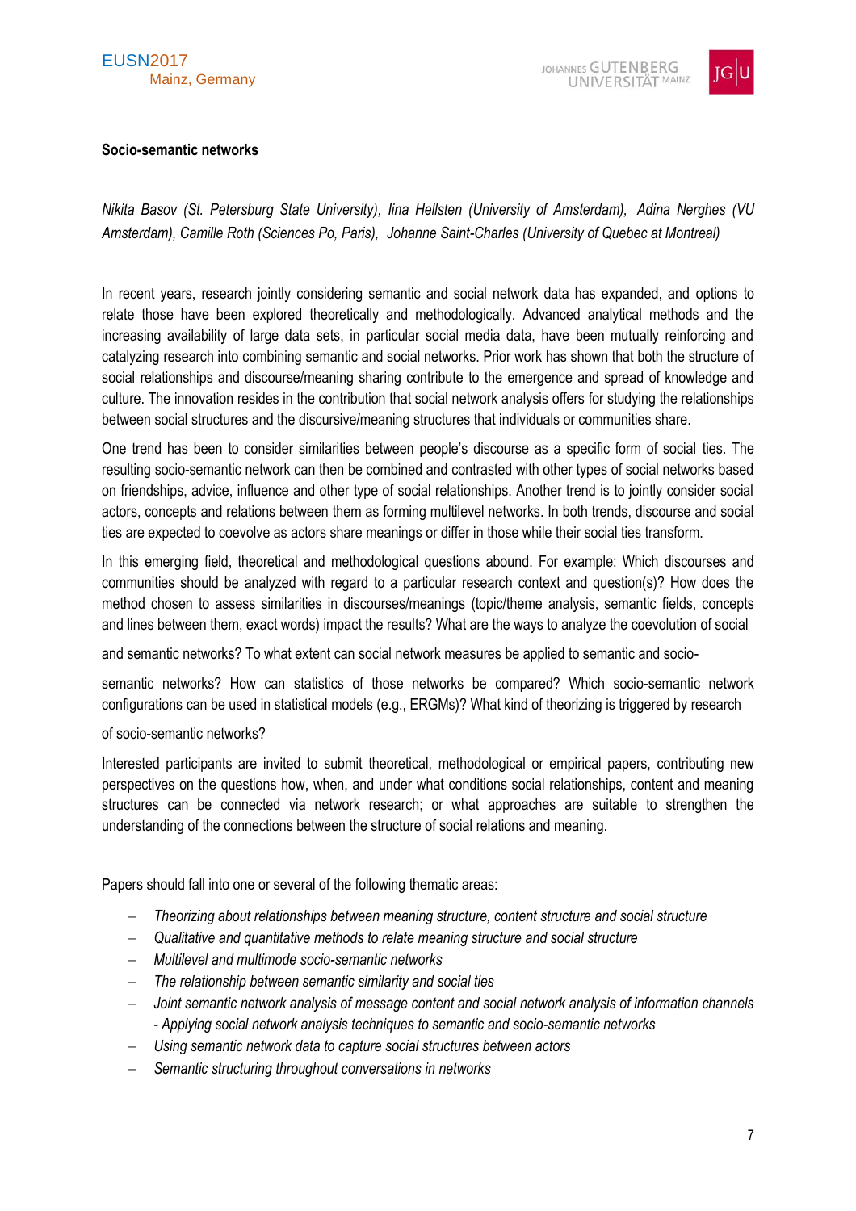**Socio-semantic networks**

*Nikita Basov (St. Petersburg State University), Iina Hellsten (University of Amsterdam), Adina Nerghes (VU Amsterdam), Camille Roth (Sciences Po, Paris), Johanne Saint-Charles (University of Quebec at Montreal)*

In recent years, research jointly considering semantic and social network data has expanded, and options to relate those have been explored theoretically and methodologically. Advanced analytical methods and the increasing availability of large data sets, in particular social media data, have been mutually reinforcing and catalyzing research into combining semantic and social networks. Prior work has shown that both the structure of social relationships and discourse/meaning sharing contribute to the emergence and spread of knowledge and culture. The innovation resides in the contribution that social network analysis offers for studying the relationships between social structures and the discursive/meaning structures that individuals or communities share.

One trend has been to consider similarities between people's discourse as a specific form of social ties. The resulting socio-semantic network can then be combined and contrasted with other types of social networks based on friendships, advice, influence and other type of social relationships. Another trend is to jointly consider social actors, concepts and relations between them as forming multilevel networks. In both trends, discourse and social ties are expected to coevolve as actors share meanings or differ in those while their social ties transform.

In this emerging field, theoretical and methodological questions abound. For example: Which discourses and communities should be analyzed with regard to a particular research context and question(s)? How does the method chosen to assess similarities in discourses/meanings (topic/theme analysis, semantic fields, concepts and lines between them, exact words) impact the results? What are the ways to analyze the coevolution of social and semantic networks? To what extent can social network measures be applied to semantic and socio-semantic networks? How can statistics of those networks be compared? Which socio-semantic network configurations can be used in statistical models (e.g., ERGMs)? What kind of theorizing is triggered by research of socio-semantic networks?

Interested participants are invited to submit theoretical, methodological or empirical papers, contributing new perspectives on the questions how, when, and under what conditions social relationships, content and meaning structures can be connected via network research; or what approaches are suitable to strengthen the understanding of the connections between the structure of social relations and meaning.

Papers should fall into one or several of the following thematic areas:

- *Theorizing about relationships between meaning structure, content structure and social structure*
- *Qualitative and quantitative methods to relate meaning structure and social structure*
- *Multilevel and multimode socio-semantic networks*
- *The relationship between semantic similarity and social ties*
- *Joint semantic network analysis of message content and social network analysis of information channels - Applying social network analysis techniques to semantic and socio-semantic networks*
- *Using semantic network data to capture social structures between actors*
- *Semantic structuring throughout conversations in networks*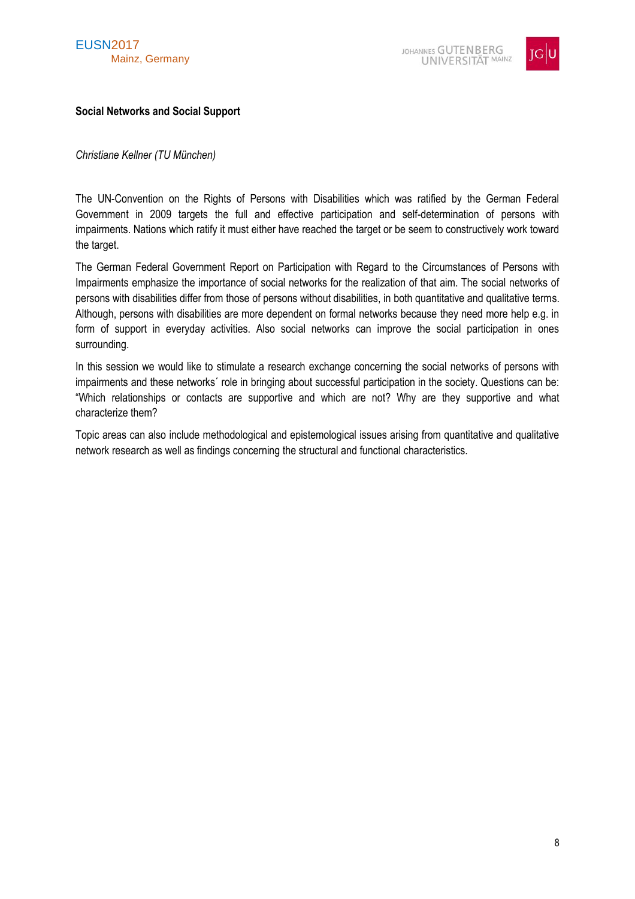**Social Networks and Social Support**

*Christiane Kellner (TU München)*

The UN-Convention on the Rights of Persons with Disabilities which was ratified by the German Federal Government in 2009 targets the full and effective participation and self-determination of persons with impairments. Nations which ratify it must either have reached the target or be seem to constructively work toward the target.

The German Federal Government Report on Participation with Regard to the Circumstances of Persons with Impairments emphasize the importance of social networks for the realization of that aim. The social networks of persons with disabilities differ from those of persons without disabilities, in both quantitative and qualitative terms. Although, persons with disabilities are more dependent on formal networks because they need more help e.g. in form of support in everyday activities. Also social networks can improve the social participation in ones surrounding.

In this session we would like to stimulate a research exchange concerning the social networks of persons with impairments and these networks´ role in bringing about successful participation in the society. Questions can be: "Which relationships or contacts are supportive and which are not? Why are they supportive and what characterize them?

Topic areas can also include methodological and epistemological issues arising from quantitative and qualitative network research as well as findings concerning the structural and functional characteristics.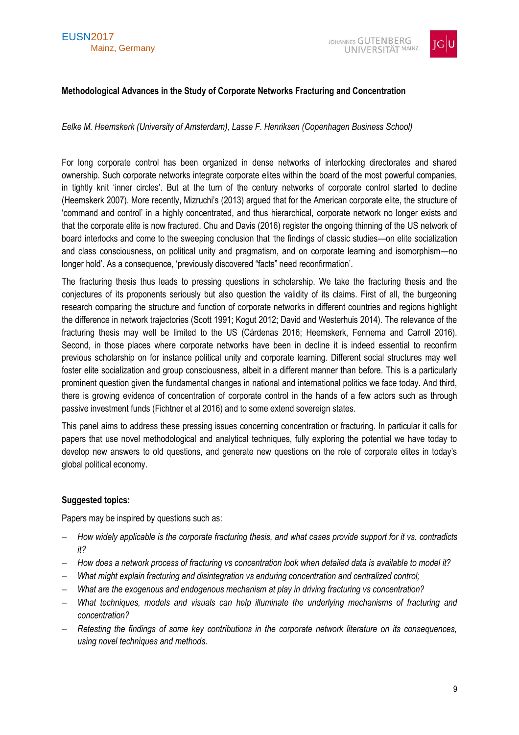**Methodological Advances in the Study of Corporate Networks Fracturing and Concentration**

*Eelke M. Heemskerk (University of Amsterdam), Lasse F. Henriksen (Copenhagen Business School)*

For long corporate control has been organized in dense networks of interlocking directorates and shared ownership. Such corporate networks integrate corporate elites within the board of the most powerful companies, in tightly knit 'inner circles'. But at the turn of the century networks of corporate control started to decline (Heemskerk 2007). More recently, Mizruchi's (2013) argued that for the American corporate elite, the structure of 'command and control' in a highly concentrated, and thus hierarchical, corporate network no longer exists and that the corporate elite is now fractured. Chu and Davis (2016) register the ongoing thinning of the US network of board interlocks and come to the sweeping conclusion that 'the findings of classic studies—on elite socialization and class consciousness, on political unity and pragmatism, and on corporate learning and isomorphism—no longer hold'. As a consequence, 'previously discovered "facts" need reconfirmation'.

The fracturing thesis thus leads to pressing questions in scholarship. We take the fracturing thesis and the conjectures of its proponents seriously but also question the validity of its claims. First of all, the burgeoning research comparing the structure and function of corporate networks in different countries and regions highlight the difference in network trajectories (Scott 1991; Kogut 2012; David and Westerhuis 2014). The relevance of the fracturing thesis may well be limited to the US (Cárdenas 2016; Heemskerk, Fennema and Carroll 2016). Second, in those places where corporate networks have been in decline it is indeed essential to reconfirm previous scholarship on for instance political unity and corporate learning. Different social structures may well foster elite socialization and group consciousness, albeit in a different manner than before. This is a particularly prominent question given the fundamental changes in national and international politics we face today. And third, there is growing evidence of concentration of corporate control in the hands of a few actors such as through passive investment funds (Fichtner et al 2016) and to some extend sovereign states.

This panel aims to address these pressing issues concerning concentration or fracturing. In particular it calls for papers that use novel methodological and analytical techniques, fully exploring the potential we have today to develop new answers to old questions, and generate new questions on the role of corporate elites in today's global political economy.

**Suggested topics:**

Papers may be inspired by questions such as:

- *How widely applicable is the corporate fracturing thesis, and what cases provide support for it vs. contradicts it?*
- *How does a network process of fracturing vs concentration look when detailed data is available to model it?*
- *What might explain fracturing and disintegration vs enduring concentration and centralized control;*
- *What are the exogenous and endogenous mechanism at play in driving fracturing vs concentration?*
- *What techniques, models and visuals can help illuminate the underlying mechanisms of fracturing and concentration?*
- *Retesting the findings of some key contributions in the corporate network literature on its consequences, using novel techniques and methods.*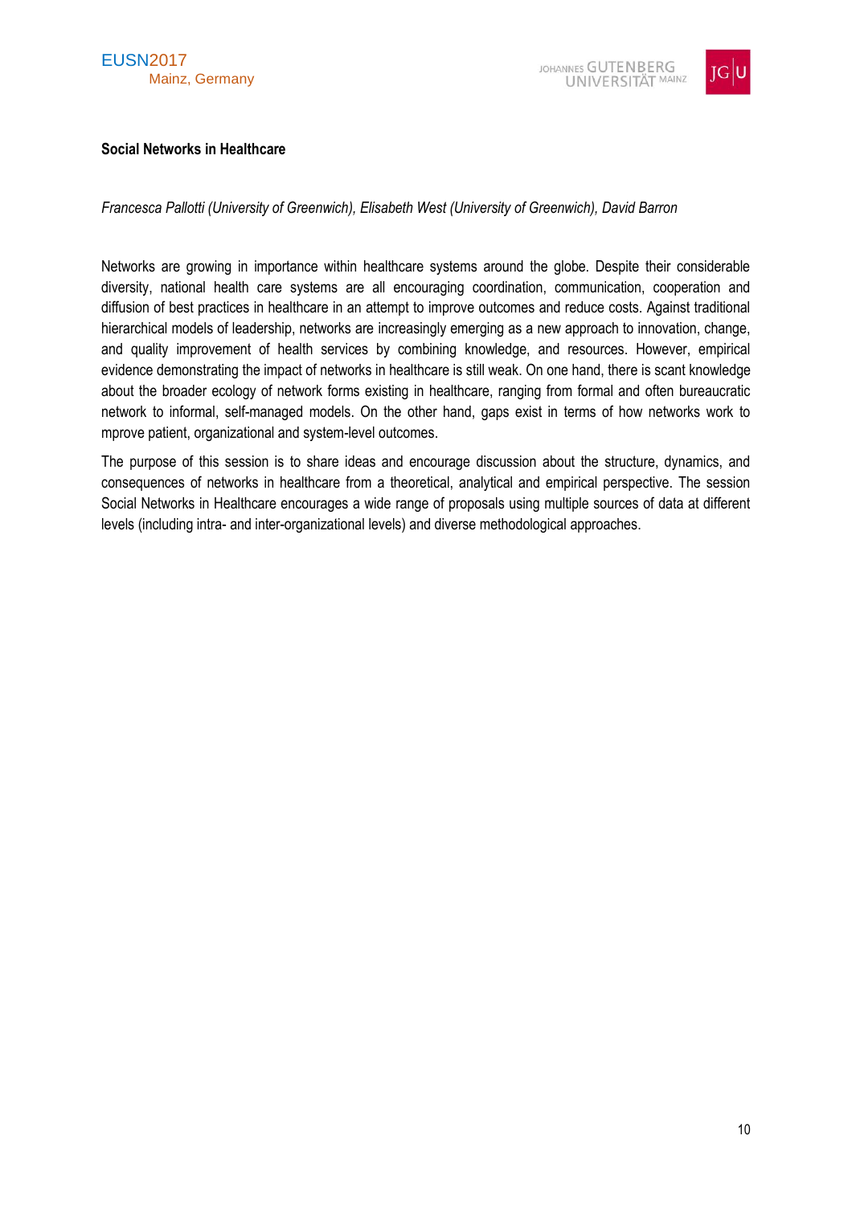**Social Networks in Healthcare**

*Francesca Pallotti (University of Greenwich), Elisabeth West (University of Greenwich), David Barron*

Networks are growing in importance within healthcare systems around the globe. Despite their considerable diversity, national health care systems are all encouraging coordination, communication, cooperation and diffusion of best practices in healthcare in an attempt to improve outcomes and reduce costs. Against traditional hierarchical models of leadership, networks are increasingly emerging as a new approach to innovation, change, and quality improvement of health services by combining knowledge, and resources. However, empirical evidence demonstrating the impact of networks in healthcare is still weak. On one hand, there is scant knowledge about the broader ecology of network forms existing in healthcare, ranging from formal and often bureaucratic network to informal, self-managed models. On the other hand, gaps exist in terms of how networks work to mprove patient, organizational and system-level outcomes.

The purpose of this session is to share ideas and encourage discussion about the structure, dynamics, and consequences of networks in healthcare from a theoretical, analytical and empirical perspective. The session Social Networks in Healthcare encourages a wide range of proposals using multiple sources of data at different levels (including intra- and inter-organizational levels) and diverse methodological approaches.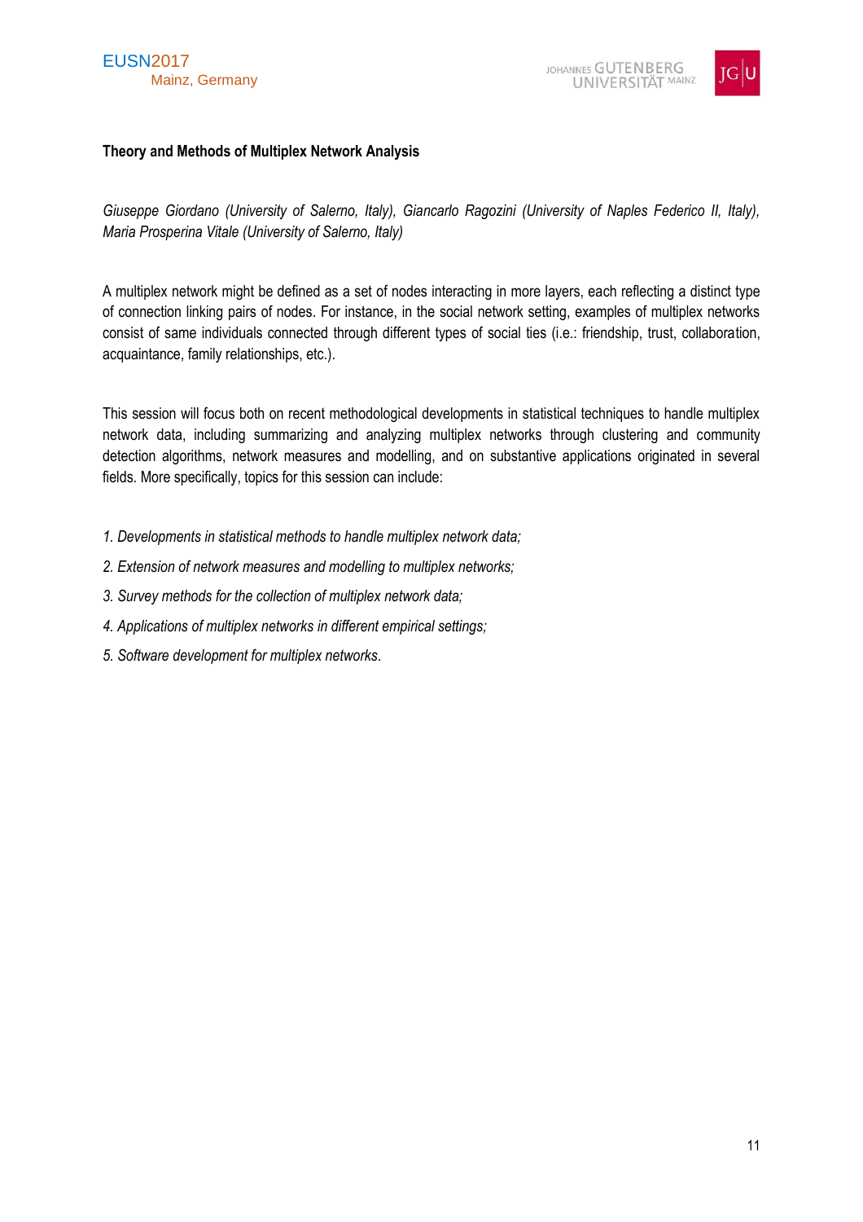### Theory and Methods of Multiplex Network Analysis

*Giuseppe Giordano (University of Salerno, Italy), Giancarlo Ragozini (University of Naples Federico II, Italy), Maria Prosperina Vitale (University of Salerno, Italy)*

A multiplex network might be defined as a set of nodes interacting in more layers, each reflecting a distinct type of connection linking pairs of nodes. For instance, in the social network setting, examples of multiplex networks consist of same individuals connected through different types of social ties (i.e.: friendship, trust, collaboration, acquaintance, family relationships, etc.).

This session will focus both on recent methodological developments in statistical techniques to handle multiplex network data, including summarizing and analyzing multiplex networks through clustering and community detection algorithms, network measures and modelling, and on substantive applications originated in several fields. More specifically, topics for this session can include:

1. *Developments in statistical methods to handle multiplex network data;*
2. *Extension of network measures and modelling to multiplex networks;*
3. *Survey methods for the collection of multiplex network data;*
4. *Applications of multiplex networks in different empirical settings;*
5. *Software development for multiplex networks.*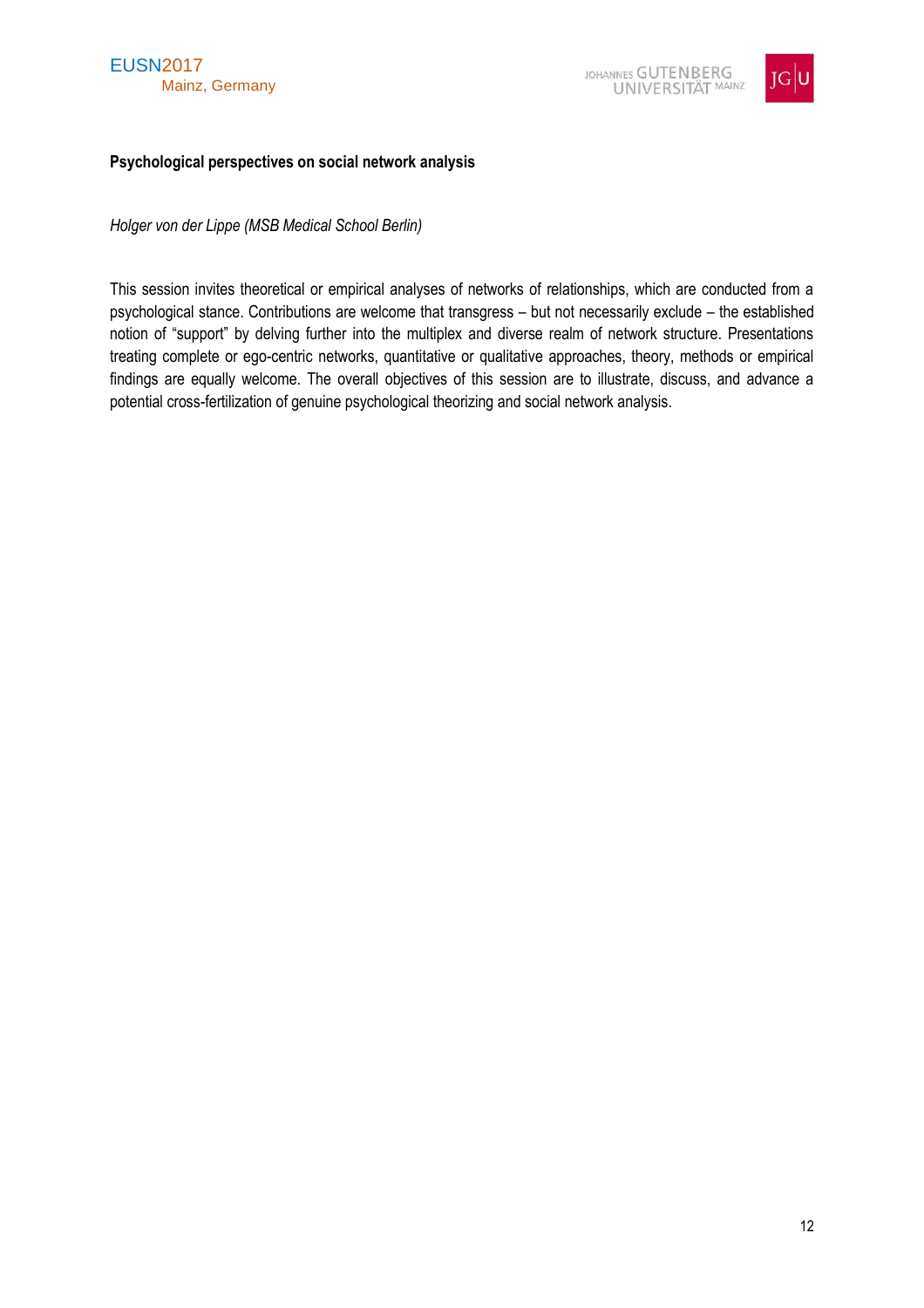**Psychological perspectives on social network analysis**

*Holger von der Lippe (MSB Medical School Berlin)*

This session invites theoretical or empirical analyses of networks of relationships, which are conducted from a psychological stance. Contributions are welcome that transgress – but not necessarily exclude – the established notion of "support" by delving further into the multiplex and diverse realm of network structure. Presentations treating complete or ego-centric networks, quantitative or qualitative approaches, theory, methods or empirical findings are equally welcome. The overall objectives of this session are to illustrate, discuss, and advance a potential cross-fertilization of genuine psychological theorizing and social network analysis.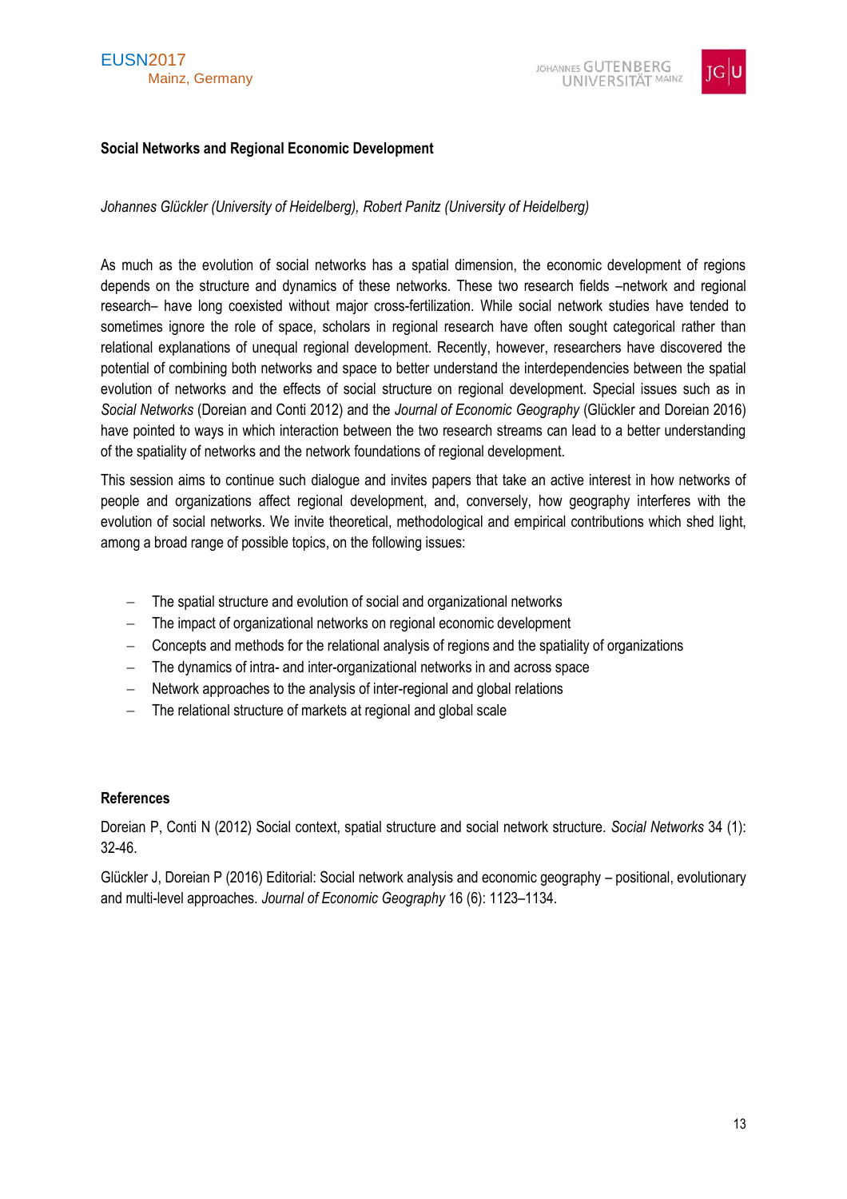**Social Networks and Regional Economic Development**

*Johannes Glückler (University of Heidelberg), Robert Panitz (University of Heidelberg)*

As much as the evolution of social networks has a spatial dimension, the economic development of regions depends on the structure and dynamics of these networks. These two research fields –network and regional research– have long coexisted without major cross-fertilization. While social network studies have tended to sometimes ignore the role of space, scholars in regional research have often sought categorical rather than relational explanations of unequal regional development. Recently, however, researchers have discovered the potential of combining both networks and space to better understand the interdependencies between the spatial evolution of networks and the effects of social structure on regional development. Special issues such as in *Social Networks* (Doreian and Conti 2012) and the *Journal of Economic Geography* (Glückler and Doreian 2016) have pointed to ways in which interaction between the two research streams can lead to a better understanding of the spatiality of networks and the network foundations of regional development.

This session aims to continue such dialogue and invites papers that take an active interest in how networks of people and organizations affect regional development, and, conversely, how geography interferes with the evolution of social networks. We invite theoretical, methodological and empirical contributions which shed light, among a broad range of possible topics, on the following issues:

- The spatial structure and evolution of social and organizational networks
- The impact of organizational networks on regional economic development
- Concepts and methods for the relational analysis of regions and the spatiality of organizations
- The dynamics of intra- and inter-organizational networks in and across space
- Network approaches to the analysis of inter-regional and global relations
- The relational structure of markets at regional and global scale

**References**

Doreian P, Conti N (2012) Social context, spatial structure and social network structure. *Social Networks* 34 (1): 32-46.

Glückler J, Doreian P (2016) Editorial: Social network analysis and economic geography – positional, evolutionary and multi-level approaches. *Journal of Economic Geography* 16 (6): 1123–1134.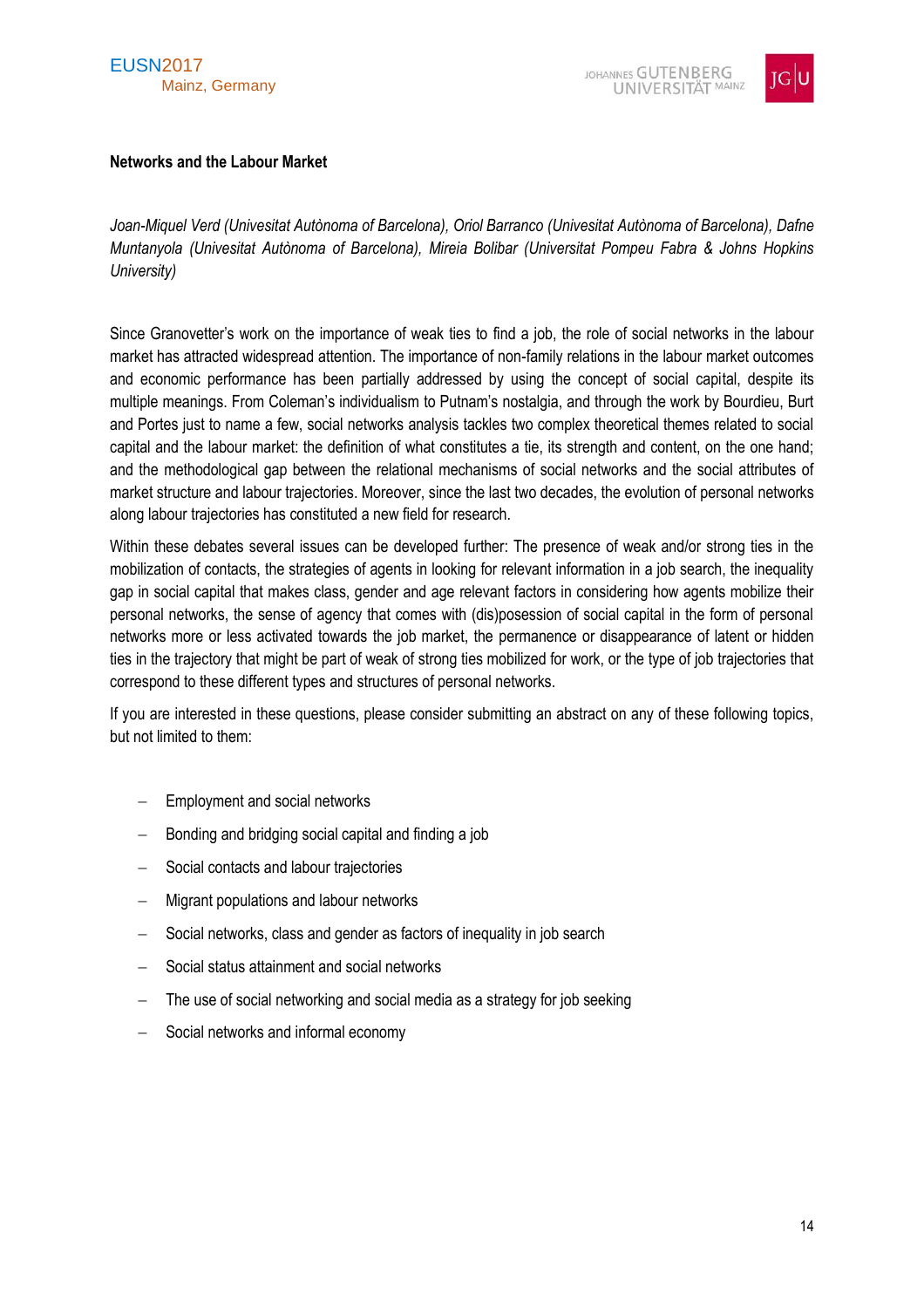**Networks and the Labour Market**

*Joan-Miquel Verd (Univesitat Autònoma of Barcelona), Oriol Barranco (Univesitat Autònoma of Barcelona), Dafne Muntanyola (Univesitat Autònoma of Barcelona), Mireia Bolibar (Universitat Pompeu Fabra & Johns Hopkins University)*

Since Granovetter's work on the importance of weak ties to find a job, the role of social networks in the labour market has attracted widespread attention. The importance of non-family relations in the labour market outcomes and economic performance has been partially addressed by using the concept of social capital, despite its multiple meanings. From Coleman's individualism to Putnam's nostalgia, and through the work by Bourdieu, Burt and Portes just to name a few, social networks analysis tackles two complex theoretical themes related to social capital and the labour market: the definition of what constitutes a tie, its strength and content, on the one hand; and the methodological gap between the relational mechanisms of social networks and the social attributes of market structure and labour trajectories. Moreover, since the last two decades, the evolution of personal networks along labour trajectories has constituted a new field for research.

Within these debates several issues can be developed further: The presence of weak and/or strong ties in the mobilization of contacts, the strategies of agents in looking for relevant information in a job search, the inequality gap in social capital that makes class, gender and age relevant factors in considering how agents mobilize their personal networks, the sense of agency that comes with (dis)posession of social capital in the form of personal networks more or less activated towards the job market, the permanence or disappearance of latent or hidden ties in the trajectory that might be part of weak of strong ties mobilized for work, or the type of job trajectories that correspond to these different types and structures of personal networks.

If you are interested in these questions, please consider submitting an abstract on any of these following topics, but not limited to them:

- Employment and social networks
- Bonding and bridging social capital and finding a job
- Social contacts and labour trajectories
- Migrant populations and labour networks
- Social networks, class and gender as factors of inequality in job search
- Social status attainment and social networks
- The use of social networking and social media as a strategy for job seeking
- Social networks and informal economy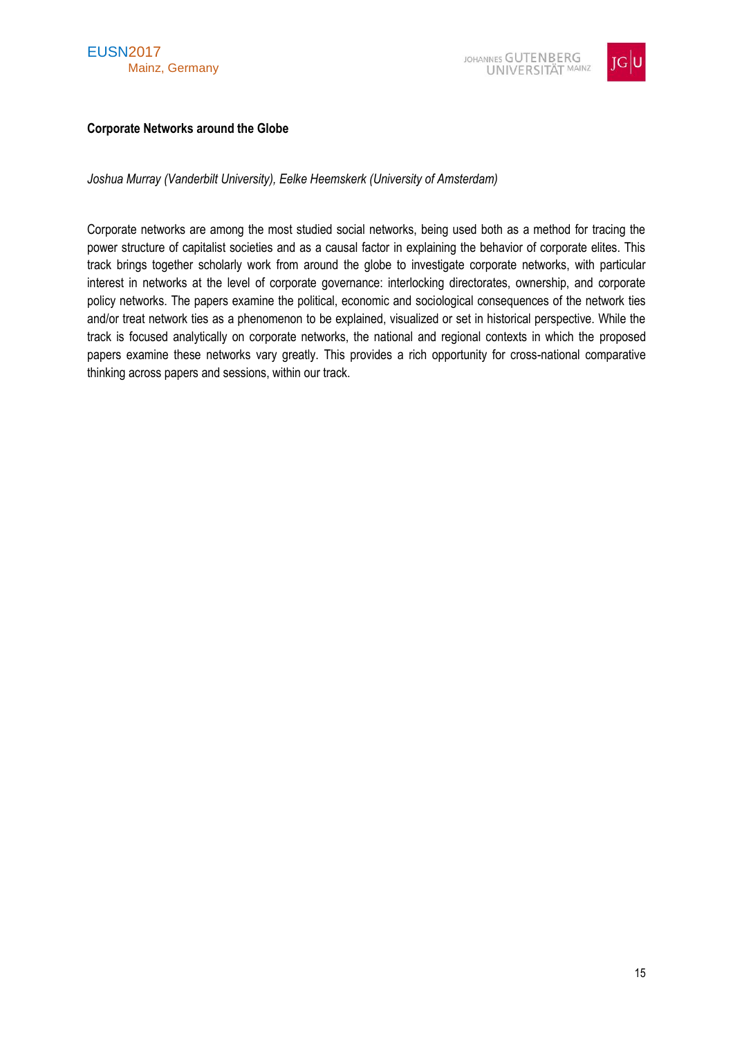## Corporate Networks around the Globe

*Joshua Murray (Vanderbilt University), Eelke Heemskerk (University of Amsterdam)*

Corporate networks are among the most studied social networks, being used both as a method for tracing the power structure of capitalist societies and as a causal factor in explaining the behavior of corporate elites. This track brings together scholarly work from around the globe to investigate corporate networks, with particular interest in networks at the level of corporate governance: interlocking directorates, ownership, and corporate policy networks. The papers examine the political, economic and sociological consequences of the network ties and/or treat network ties as a phenomenon to be explained, visualized or set in historical perspective. While the track is focused analytically on corporate networks, the national and regional contexts in which the proposed papers examine these networks vary greatly. This provides a rich opportunity for cross-national comparative thinking across papers and sessions, within our track.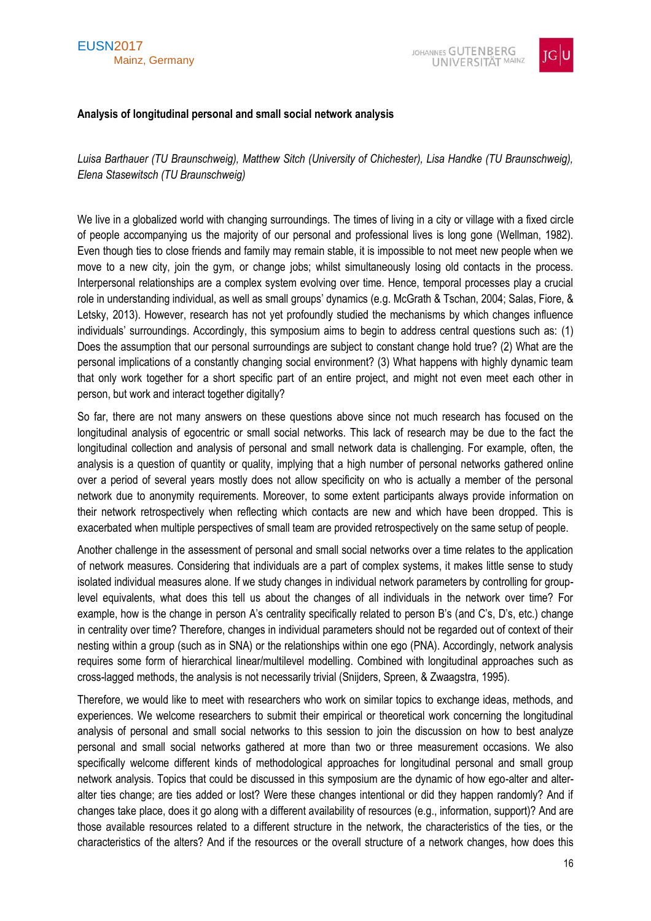**Analysis of longitudinal personal and small social network analysis**

*Luisa Barthauer (TU Braunschweig), Matthew Sitch (University of Chichester), Lisa Handke (TU Braunschweig), Elena Stasewitsch (TU Braunschweig)*

We live in a globalized world with changing surroundings. The times of living in a city or village with a fixed circle of people accompanying us the majority of our personal and professional lives is long gone (Wellman, 1982). Even though ties to close friends and family may remain stable, it is impossible to not meet new people when we move to a new city, join the gym, or change jobs; whilst simultaneously losing old contacts in the process. Interpersonal relationships are a complex system evolving over time. Hence, temporal processes play a crucial role in understanding individual, as well as small groups' dynamics (e.g. McGrath & Tschan, 2004; Salas, Fiore, & Letsky, 2013). However, research has not yet profoundly studied the mechanisms by which changes influence individuals' surroundings. Accordingly, this symposium aims to begin to address central questions such as: (1) Does the assumption that our personal surroundings are subject to constant change hold true? (2) What are the personal implications of a constantly changing social environment? (3) What happens with highly dynamic team that only work together for a short specific part of an entire project, and might not even meet each other in person, but work and interact together digitally?

So far, there are not many answers on these questions above since not much research has focused on the longitudinal analysis of egocentric or small social networks. This lack of research may be due to the fact the longitudinal collection and analysis of personal and small network data is challenging. For example, often, the analysis is a question of quantity or quality, implying that a high number of personal networks gathered online over a period of several years mostly does not allow specificity on who is actually a member of the personal network due to anonymity requirements. Moreover, to some extent participants always provide information on their network retrospectively when reflecting which contacts are new and which have been dropped. This is exacerbated when multiple perspectives of small team are provided retrospectively on the same setup of people.

Another challenge in the assessment of personal and small social networks over a time relates to the application of network measures. Considering that individuals are a part of complex systems, it makes little sense to study isolated individual measures alone. If we study changes in individual network parameters by controlling for group-level equivalents, what does this tell us about the changes of all individuals in the network over time? For example, how is the change in person A's centrality specifically related to person B's (and C's, D's, etc.) change in centrality over time? Therefore, changes in individual parameters should not be regarded out of context of their nesting within a group (such as in SNA) or the relationships within one ego (PNA). Accordingly, network analysis requires some form of hierarchical linear/multilevel modelling. Combined with longitudinal approaches such as cross-lagged methods, the analysis is not necessarily trivial (Snijders, Spreen, & Zwaagstra, 1995).

Therefore, we would like to meet with researchers who work on similar topics to exchange ideas, methods, and experiences. We welcome researchers to submit their empirical or theoretical work concerning the longitudinal analysis of personal and small social networks to this session to join the discussion on how to best analyze personal and small social networks gathered at more than two or three measurement occasions. We also specifically welcome different kinds of methodological approaches for longitudinal personal and small group network analysis. Topics that could be discussed in this symposium are the dynamic of how ego-alter and alter-alter ties change; are ties added or lost? Were these changes intentional or did they happen randomly? And if changes take place, does it go along with a different availability of resources (e.g., information, support)? And are those available resources related to a different structure in the network, the characteristics of the ties, or the characteristics of the alters? And if the resources or the overall structure of a network changes, how does this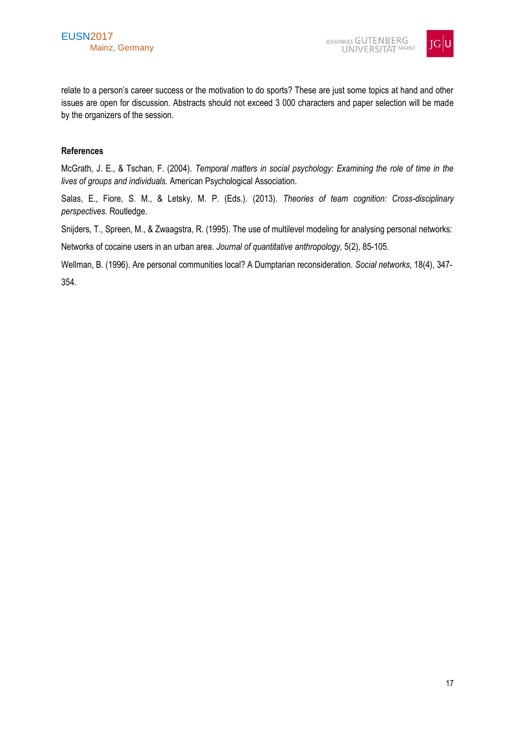relate to a person's career success or the motivation to do sports? These are just some topics at hand and other issues are open for discussion. Abstracts should not exceed 3 000 characters and paper selection will be made by the organizers of the session.

**References**

McGrath, J. E., & Tschan, F. (2004). *Temporal matters in social psychology: Examining the role of time in the lives of groups and individuals.* American Psychological Association.

Salas, E., Fiore, S. M., & Letsky, M. P. (Eds.). (2013). *Theories of team cognition: Cross-disciplinary perspectives.* Routledge.

Snijders, T., Spreen, M., & Zwaagstra, R. (1995). The use of multilevel modeling for analysing personal networks: Networks of cocaine users in an urban area. *Journal of quantitative anthropology,* 5(2), 85-105.

Wellman, B. (1996). Are personal communities local? A Dumptarian reconsideration. *Social networks,* 18(4), 347-354.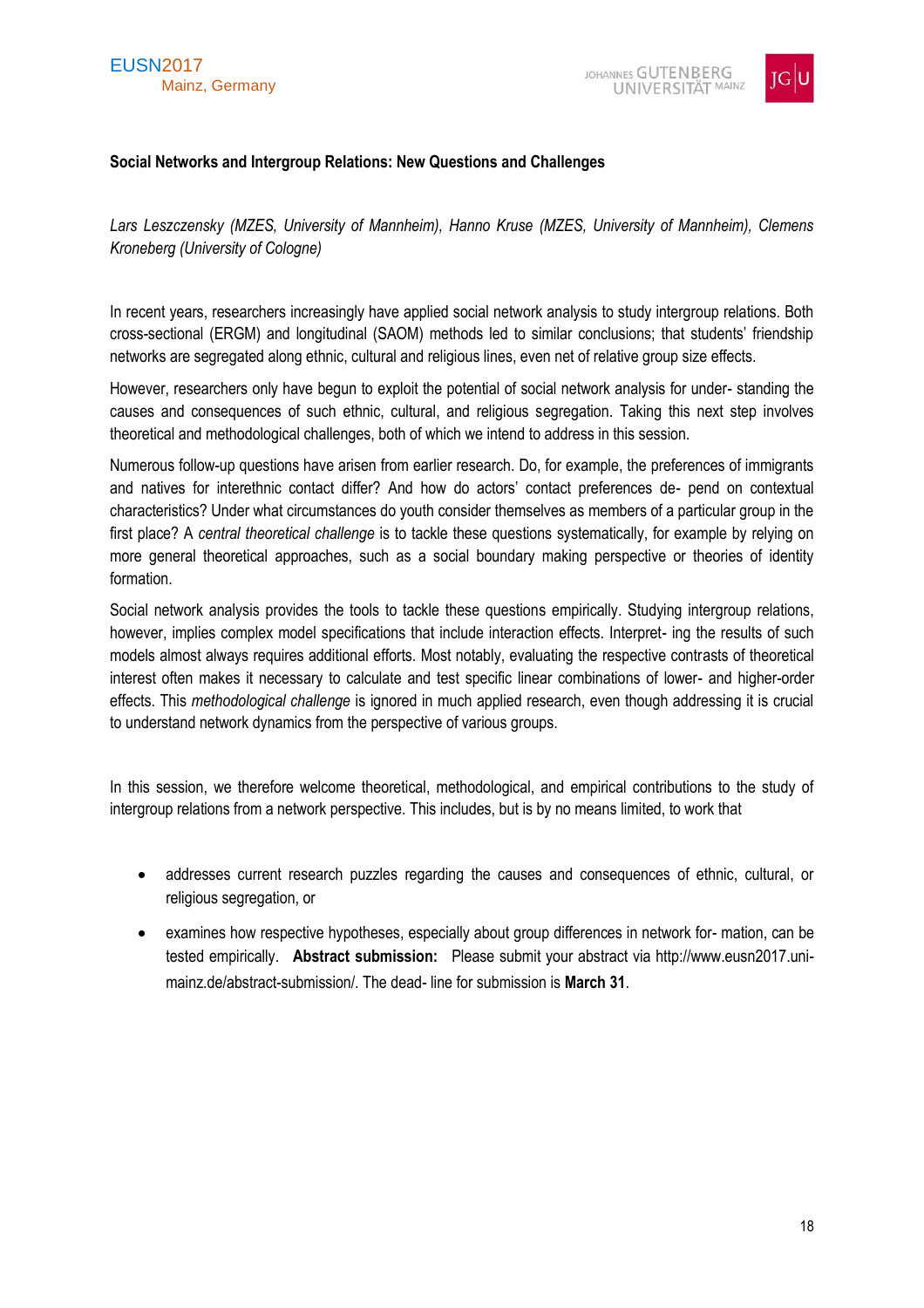**Social Networks and Intergroup Relations: New Questions and Challenges**

*Lars Leszczensky (MZES, University of Mannheim), Hanno Kruse (MZES, University of Mannheim), Clemens Kroneberg (University of Cologne)*

In recent years, researchers increasingly have applied social network analysis to study intergroup relations. Both cross-sectional (ERGM) and longitudinal (SAOM) methods led to similar conclusions; that students' friendship networks are segregated along ethnic, cultural and religious lines, even net of relative group size effects.

However, researchers only have begun to exploit the potential of social network analysis for under- standing the causes and consequences of such ethnic, cultural, and religious segregation. Taking this next step involves theoretical and methodological challenges, both of which we intend to address in this session.

Numerous follow-up questions have arisen from earlier research. Do, for example, the preferences of immigrants and natives for interethnic contact differ? And how do actors' contact preferences de- pend on contextual characteristics? Under what circumstances do youth consider themselves as members of a particular group in the first place? A *central theoretical challenge* is to tackle these questions systematically, for example by relying on more general theoretical approaches, such as a social boundary making perspective or theories of identity formation.

Social network analysis provides the tools to tackle these questions empirically. Studying intergroup relations, however, implies complex model specifications that include interaction effects. Interpret- ing the results of such models almost always requires additional efforts. Most notably, evaluating the respective contrasts of theoretical interest often makes it necessary to calculate and test specific linear combinations of lower- and higher-order effects. This *methodological challenge* is ignored in much applied research, even though addressing it is crucial to understand network dynamics from the perspective of various groups.

In this session, we therefore welcome theoretical, methodological, and empirical contributions to the study of intergroup relations from a network perspective. This includes, but is by no means limited, to work that

- addresses current research puzzles regarding the causes and consequences of ethnic, cultural, or religious segregation, or
- examines how respective hypotheses, especially about group differences in network for- mation, can be tested empirically. **Abstract submission:** Please submit your abstract via http://www.eusn2017.uni-mainz.de/abstract-submission/. The dead- line for submission is **March 31**.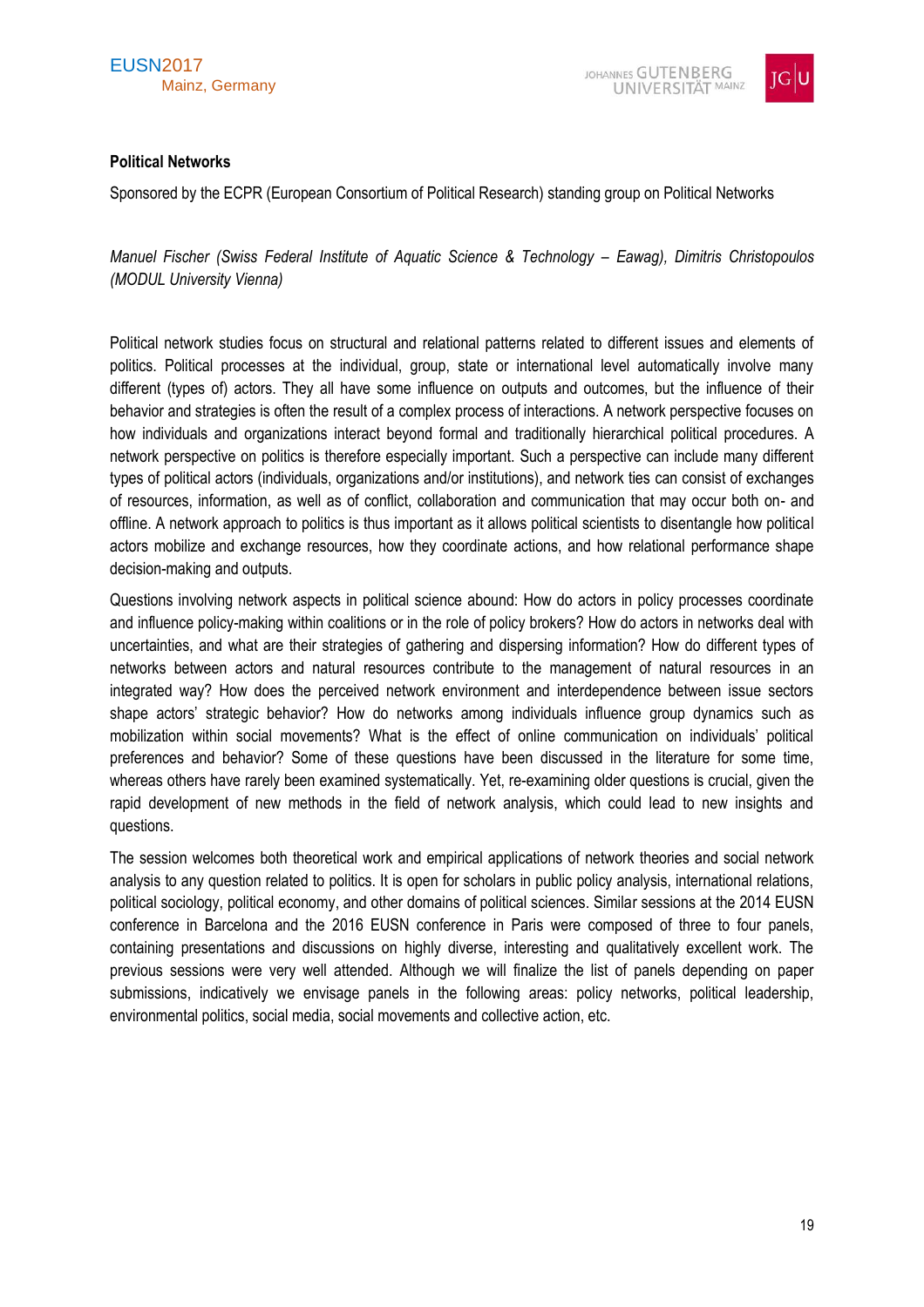**Political Networks**

Sponsored by the ECPR (European Consortium of Political Research) standing group on Political Networks

*Manuel Fischer (Swiss Federal Institute of Aquatic Science & Technology – Eawag), Dimitris Christopoulos (MODUL University Vienna)*

Political network studies focus on structural and relational patterns related to different issues and elements of politics. Political processes at the individual, group, state or international level automatically involve many different (types of) actors. They all have some influence on outputs and outcomes, but the influence of their behavior and strategies is often the result of a complex process of interactions. A network perspective focuses on how individuals and organizations interact beyond formal and traditionally hierarchical political procedures. A network perspective on politics is therefore especially important. Such a perspective can include many different types of political actors (individuals, organizations and/or institutions), and network ties can consist of exchanges of resources, information, as well as of conflict, collaboration and communication that may occur both on- and offline. A network approach to politics is thus important as it allows political scientists to disentangle how political actors mobilize and exchange resources, how they coordinate actions, and how relational performance shape decision-making and outputs.

Questions involving network aspects in political science abound: How do actors in policy processes coordinate and influence policy-making within coalitions or in the role of policy brokers? How do actors in networks deal with uncertainties, and what are their strategies of gathering and dispersing information? How do different types of networks between actors and natural resources contribute to the management of natural resources in an integrated way? How does the perceived network environment and interdependence between issue sectors shape actors' strategic behavior? How do networks among individuals influence group dynamics such as mobilization within social movements? What is the effect of online communication on individuals' political preferences and behavior? Some of these questions have been discussed in the literature for some time, whereas others have rarely been examined systematically. Yet, re-examining older questions is crucial, given the rapid development of new methods in the field of network analysis, which could lead to new insights and questions.

The session welcomes both theoretical work and empirical applications of network theories and social network analysis to any question related to politics. It is open for scholars in public policy analysis, international relations, political sociology, political economy, and other domains of political sciences. Similar sessions at the 2014 EUSN conference in Barcelona and the 2016 EUSN conference in Paris were composed of three to four panels, containing presentations and discussions on highly diverse, interesting and qualitatively excellent work. The previous sessions were very well attended. Although we will finalize the list of panels depending on paper submissions, indicatively we envisage panels in the following areas: policy networks, political leadership, environmental politics, social media, social movements and collective action, etc.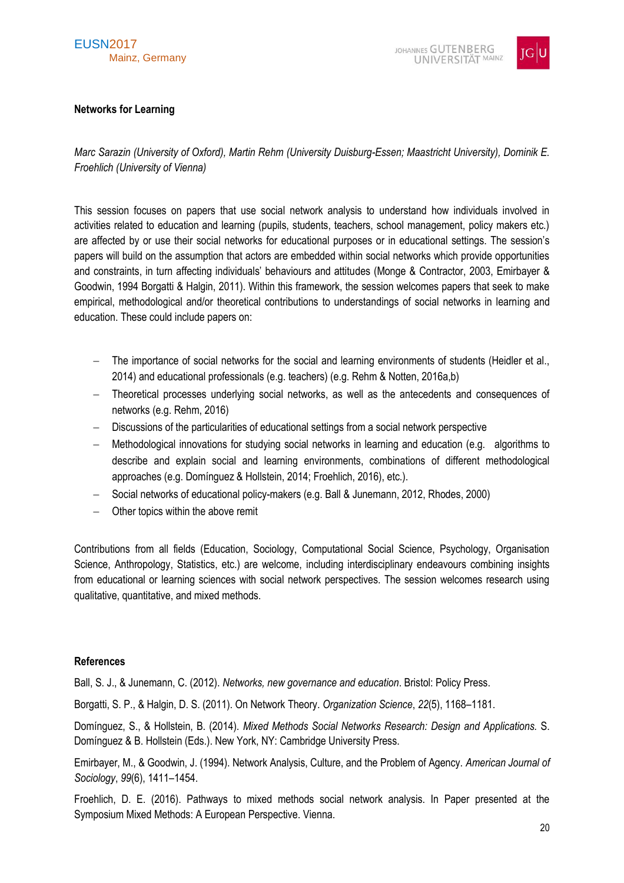### Networks for Learning

*Marc Sarazin (University of Oxford), Martin Rehm (University Duisburg-Essen; Maastricht University), Dominik E. Froehlich (University of Vienna)*

This session focuses on papers that use social network analysis to understand how individuals involved in activities related to education and learning (pupils, students, teachers, school management, policy makers etc.) are affected by or use their social networks for educational purposes or in educational settings. The session's papers will build on the assumption that actors are embedded within social networks which provide opportunities and constraints, in turn affecting individuals' behaviours and attitudes (Monge & Contractor, 2003, Emirbayer & Goodwin, 1994 Borgatti & Halgin, 2011). Within this framework, the session welcomes papers that seek to make empirical, methodological and/or theoretical contributions to understandings of social networks in learning and education. These could include papers on:

- The importance of social networks for the social and learning environments of students (Heidler et al., 2014) and educational professionals (e.g. teachers) (e.g. Rehm & Notten, 2016a,b)
- Theoretical processes underlying social networks, as well as the antecedents and consequences of networks (e.g. Rehm, 2016)
- Discussions of the particularities of educational settings from a social network perspective
- Methodological innovations for studying social networks in learning and education (e.g. algorithms to describe and explain social and learning environments, combinations of different methodological approaches (e.g. Domínguez & Hollstein, 2014; Froehlich, 2016), etc.).
- Social networks of educational policy-makers (e.g. Ball & Junemann, 2012, Rhodes, 2000)
- Other topics within the above remit

Contributions from all fields (Education, Sociology, Computational Social Science, Psychology, Organisation Science, Anthropology, Statistics, etc.) are welcome, including interdisciplinary endeavours combining insights from educational or learning sciences with social network perspectives. The session welcomes research using qualitative, quantitative, and mixed methods.

#### References

Ball, S. J., & Junemann, C. (2012). *Networks, new governance and education*. Bristol: Policy Press.

Borgatti, S. P., & Halgin, D. S. (2011). On Network Theory. *Organization Science*, *22*(5), 1168–1181.

Domínguez, S., & Hollstein, B. (2014). *Mixed Methods Social Networks Research: Design and Applications.* S. Domínguez & B. Hollstein (Eds.). New York, NY: Cambridge University Press.

Emirbayer, M., & Goodwin, J. (1994). Network Analysis, Culture, and the Problem of Agency. *American Journal of Sociology*, *99*(6), 1411–1454.

Froehlich, D. E. (2016). Pathways to mixed methods social network analysis. In Paper presented at the Symposium Mixed Methods: A European Perspective. Vienna.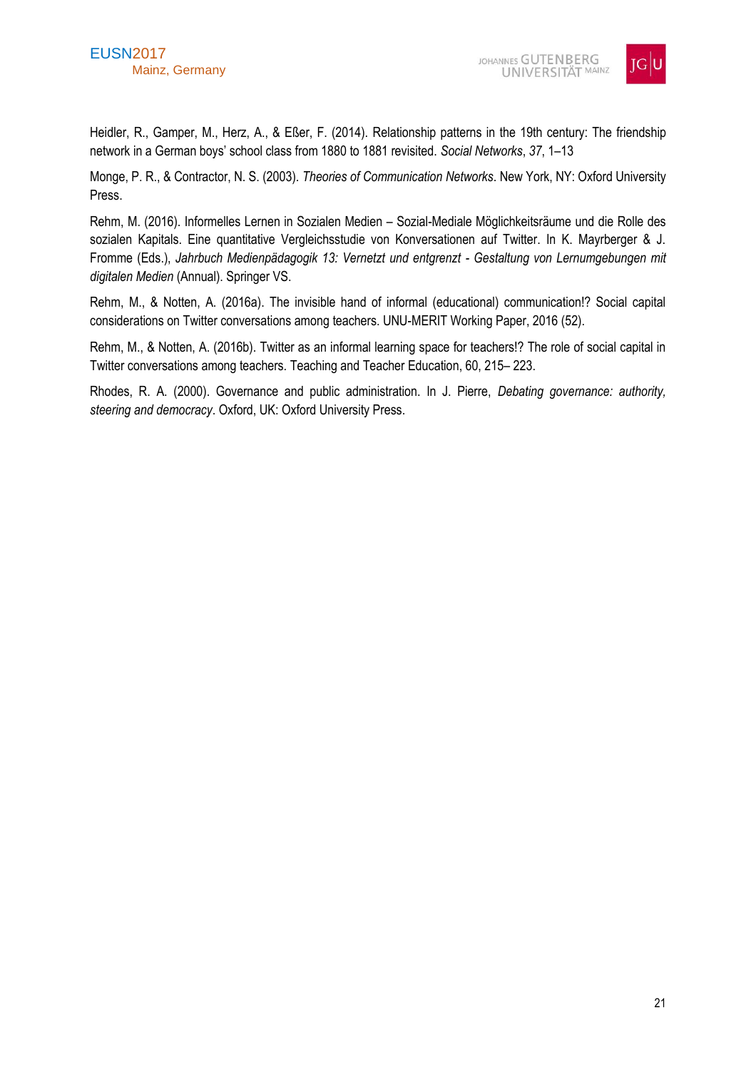Heidler, R., Gamper, M., Herz, A., & Eßer, F. (2014). Relationship patterns in the 19th century: The friendship network in a German boys' school class from 1880 to 1881 revisited. *Social Networks*, *37*, 1–13

Monge, P. R., & Contractor, N. S. (2003). *Theories of Communication Networks*. New York, NY: Oxford University Press.

Rehm, M. (2016). Informelles Lernen in Sozialen Medien – Sozial-Mediale Möglichkeitsräume und die Rolle des sozialen Kapitals. Eine quantitative Vergleichsstudie von Konversationen auf Twitter. In K. Mayrberger & J. Fromme (Eds.), *Jahrbuch Medienpädagogik 13: Vernetzt und entgrenzt - Gestaltung von Lernumgebungen mit digitalen Medien* (Annual). Springer VS.

Rehm, M., & Notten, A. (2016a). The invisible hand of informal (educational) communication!? Social capital considerations on Twitter conversations among teachers. UNU-MERIT Working Paper, 2016 (52).

Rehm, M., & Notten, A. (2016b). Twitter as an informal learning space for teachers!? The role of social capital in Twitter conversations among teachers. Teaching and Teacher Education, 60, 215– 223.

Rhodes, R. A. (2000). Governance and public administration. In J. Pierre, *Debating governance: authority, steering and democracy*. Oxford, UK: Oxford University Press.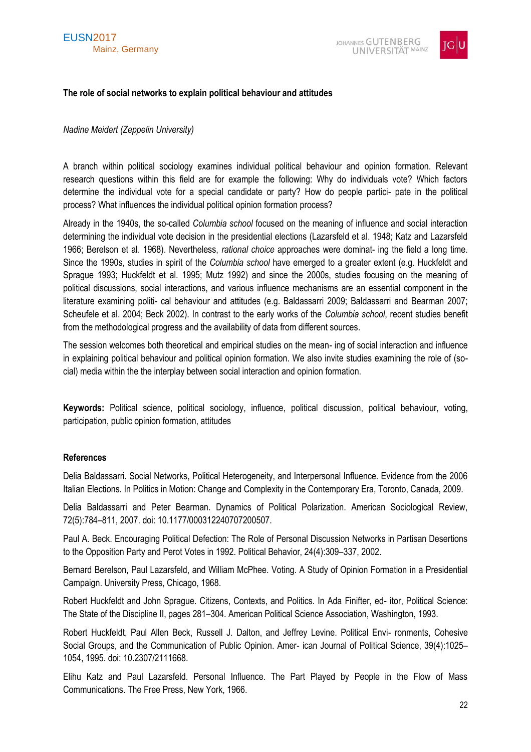### The role of social networks to explain political behaviour and attitudes

*Nadine Meidert (Zeppelin University)*

A branch within political sociology examines individual political behaviour and opinion formation. Relevant research questions within this field are for example the following: Why do individuals vote? Which factors determine the individual vote for a special candidate or party? How do people partici- pate in the political process? What influences the individual political opinion formation process?

Already in the 1940s, the so-called *Columbia school* focused on the meaning of influence and social interaction determining the individual vote decision in the presidential elections (Lazarsfeld et al. 1948; Katz and Lazarsfeld 1966; Berelson et al. 1968). Nevertheless, *rational choice* approaches were dominat- ing the field a long time. Since the 1990s, studies in spirit of the *Columbia school* have emerged to a greater extent (e.g. Huckfeldt and Sprague 1993; Huckfeldt et al. 1995; Mutz 1992) and since the 2000s, studies focusing on the meaning of political discussions, social interactions, and various influence mechanisms are an essential component in the literature examining politi- cal behaviour and attitudes (e.g. Baldassarri 2009; Baldassarri and Bearman 2007; Scheufele et al. 2004; Beck 2002). In contrast to the early works of the *Columbia school*, recent studies benefit from the methodological progress and the availability of data from different sources.

The session welcomes both theoretical and empirical studies on the mean- ing of social interaction and influence in explaining political behaviour and political opinion formation. We also invite studies examining the role of (so- cial) media within the the interplay between social interaction and opinion formation.

**Keywords:** Political science, political sociology, influence, political discussion, political behaviour, voting, participation, public opinion formation, attitudes

**References**

Delia Baldassarri. Social Networks, Political Heterogeneity, and Interpersonal Influence. Evidence from the 2006 Italian Elections. In Politics in Motion: Change and Complexity in the Contemporary Era, Toronto, Canada, 2009.

Delia Baldassarri and Peter Bearman. Dynamics of Political Polarization. American Sociological Review, 72(5):784–811, 2007. doi: 10.1177/000312240707200507.

Paul A. Beck. Encouraging Political Defection: The Role of Personal Discussion Networks in Partisan Desertions to the Opposition Party and Perot Votes in 1992. Political Behavior, 24(4):309–337, 2002.

Bernard Berelson, Paul Lazarsfeld, and William McPhee. Voting. A Study of Opinion Formation in a Presidential Campaign. University Press, Chicago, 1968.

Robert Huckfeldt and John Sprague. Citizens, Contexts, and Politics. In Ada Finifter, ed- itor, Political Science: The State of the Discipline II, pages 281–304. American Political Science Association, Washington, 1993.

Robert Huckfeldt, Paul Allen Beck, Russell J. Dalton, and Jeffrey Levine. Political Envi- ronments, Cohesive Social Groups, and the Communication of Public Opinion. Amer- ican Journal of Political Science, 39(4):1025–1054, 1995. doi: 10.2307/2111668.

Elihu Katz and Paul Lazarsfeld. Personal Influence. The Part Played by People in the Flow of Mass Communications. The Free Press, New York, 1966.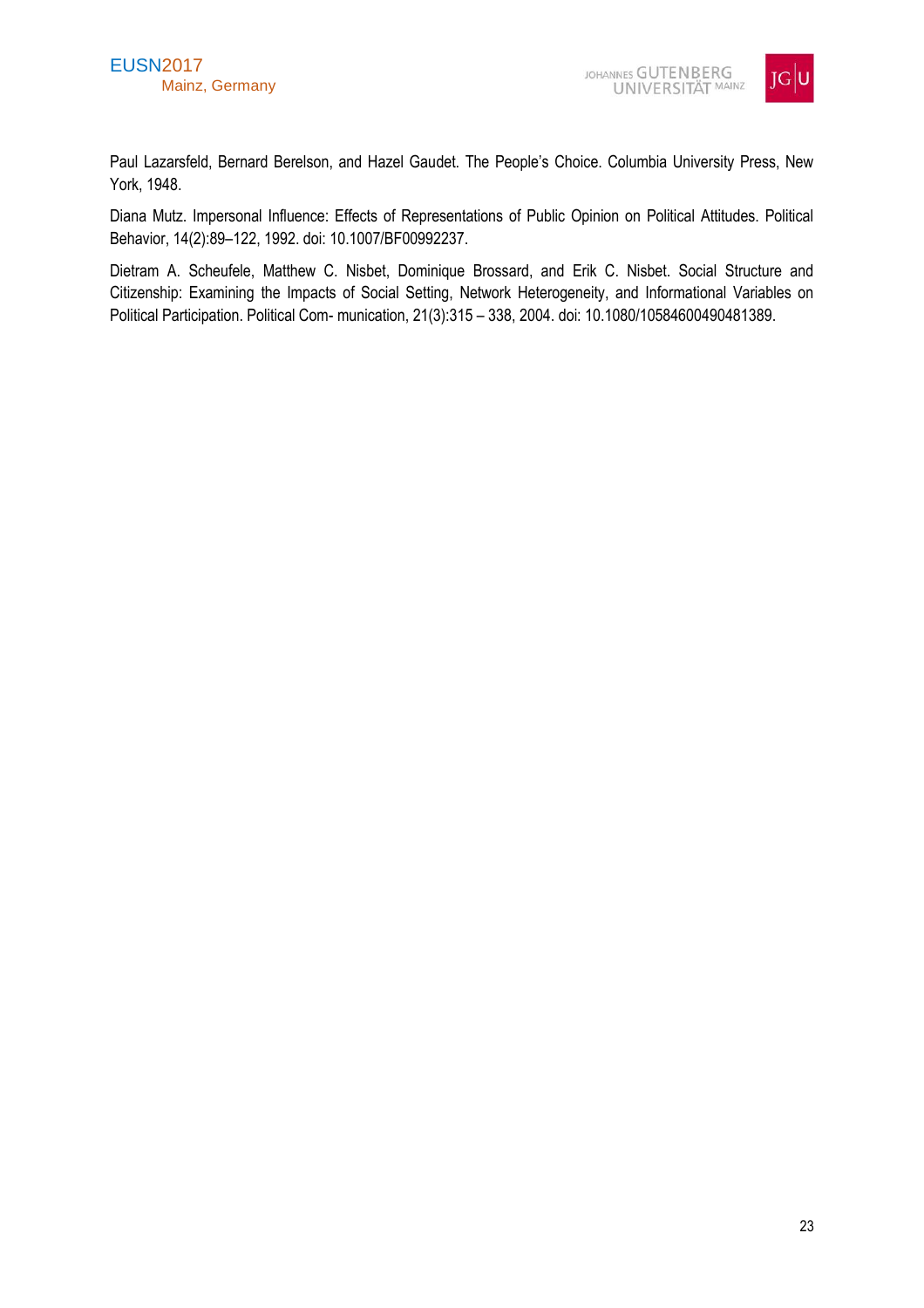Paul Lazarsfeld, Bernard Berelson, and Hazel Gaudet. The People's Choice. Columbia University Press, New York, 1948.

Diana Mutz. Impersonal Influence: Effects of Representations of Public Opinion on Political Attitudes. Political Behavior, 14(2):89–122, 1992. doi: 10.1007/BF00992237.

Dietram A. Scheufele, Matthew C. Nisbet, Dominique Brossard, and Erik C. Nisbet. Social Structure and Citizenship: Examining the Impacts of Social Setting, Network Heterogeneity, and Informational Variables on Political Participation. Political Com- munication, 21(3):315 – 338, 2004. doi: 10.1080/10584600490481389.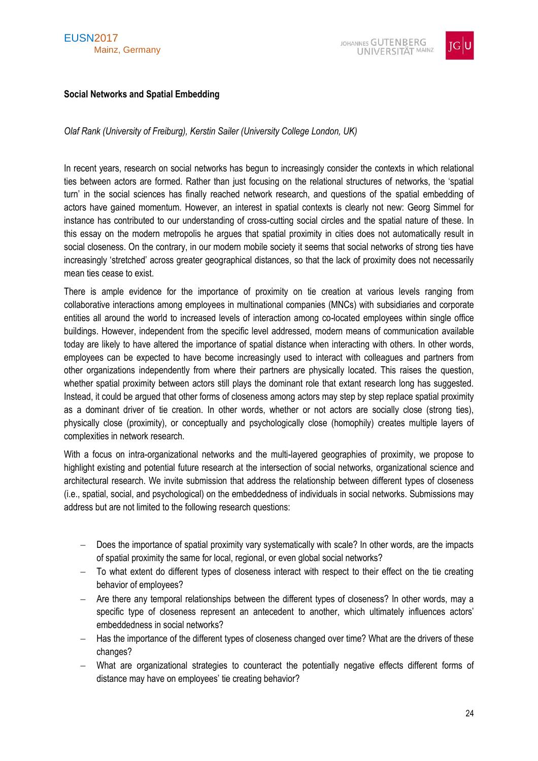## Social Networks and Spatial Embedding

*Olaf Rank (University of Freiburg), Kerstin Sailer (University College London, UK)*

In recent years, research on social networks has begun to increasingly consider the contexts in which relational ties between actors are formed. Rather than just focusing on the relational structures of networks, the 'spatial turn' in the social sciences has finally reached network research, and questions of the spatial embedding of actors have gained momentum. However, an interest in spatial contexts is clearly not new: Georg Simmel for instance has contributed to our understanding of cross-cutting social circles and the spatial nature of these. In this essay on the modern metropolis he argues that spatial proximity in cities does not automatically result in social closeness. On the contrary, in our modern mobile society it seems that social networks of strong ties have increasingly 'stretched' across greater geographical distances, so that the lack of proximity does not necessarily mean ties cease to exist.

There is ample evidence for the importance of proximity on tie creation at various levels ranging from collaborative interactions among employees in multinational companies (MNCs) with subsidiaries and corporate entities all around the world to increased levels of interaction among co-located employees within single office buildings. However, independent from the specific level addressed, modern means of communication available today are likely to have altered the importance of spatial distance when interacting with others. In other words, employees can be expected to have become increasingly used to interact with colleagues and partners from other organizations independently from where their partners are physically located. This raises the question, whether spatial proximity between actors still plays the dominant role that extant research long has suggested. Instead, it could be argued that other forms of closeness among actors may step by step replace spatial proximity as a dominant driver of tie creation. In other words, whether or not actors are socially close (strong ties), physically close (proximity), or conceptually and psychologically close (homophily) creates multiple layers of complexities in network research.

With a focus on intra-organizational networks and the multi-layered geographies of proximity, we propose to highlight existing and potential future research at the intersection of social networks, organizational science and architectural research. We invite submission that address the relationship between different types of closeness (i.e., spatial, social, and psychological) on the embeddedness of individuals in social networks. Submissions may address but are not limited to the following research questions:

- Does the importance of spatial proximity vary systematically with scale? In other words, are the impacts of spatial proximity the same for local, regional, or even global social networks?
- To what extent do different types of closeness interact with respect to their effect on the tie creating behavior of employees?
- Are there any temporal relationships between the different types of closeness? In other words, may a specific type of closeness represent an antecedent to another, which ultimately influences actors' embeddedness in social networks?
- Has the importance of the different types of closeness changed over time? What are the drivers of these changes?
- What are organizational strategies to counteract the potentially negative effects different forms of distance may have on employees' tie creating behavior?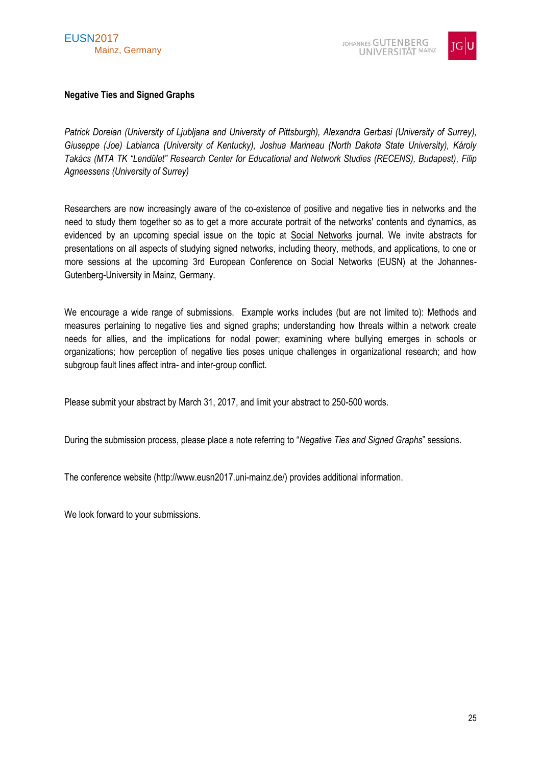**Negative Ties and Signed Graphs**

*Patrick Doreian (University of Ljubljana and University of Pittsburgh), Alexandra Gerbasi (University of Surrey), Giuseppe (Joe) Labianca (University of Kentucky), Joshua Marineau (North Dakota State University), Károly Takács (MTA TK "Lendület" Research Center for Educational and Network Studies (RECENS), Budapest), Filip Agneessens (University of Surrey)*

Researchers are now increasingly aware of the co-existence of positive and negative ties in networks and the need to study them together so as to get a more accurate portrait of the networks' contents and dynamics, as evidenced by an upcoming special issue on the topic at Social Networks journal. We invite abstracts for presentations on all aspects of studying signed networks, including theory, methods, and applications, to one or more sessions at the upcoming 3rd European Conference on Social Networks (EUSN) at the Johannes-Gutenberg-University in Mainz, Germany.

We encourage a wide range of submissions. Example works includes (but are not limited to): Methods and measures pertaining to negative ties and signed graphs; understanding how threats within a network create needs for allies, and the implications for nodal power; examining where bullying emerges in schools or organizations; how perception of negative ties poses unique challenges in organizational research; and how subgroup fault lines affect intra- and inter-group conflict.

Please submit your abstract by March 31, 2017, and limit your abstract to 250-500 words.

During the submission process, please place a note referring to "*Negative Ties and Signed Graphs*" sessions.

The conference website (http://www.eusn2017.uni-mainz.de/) provides additional information.

We look forward to your submissions.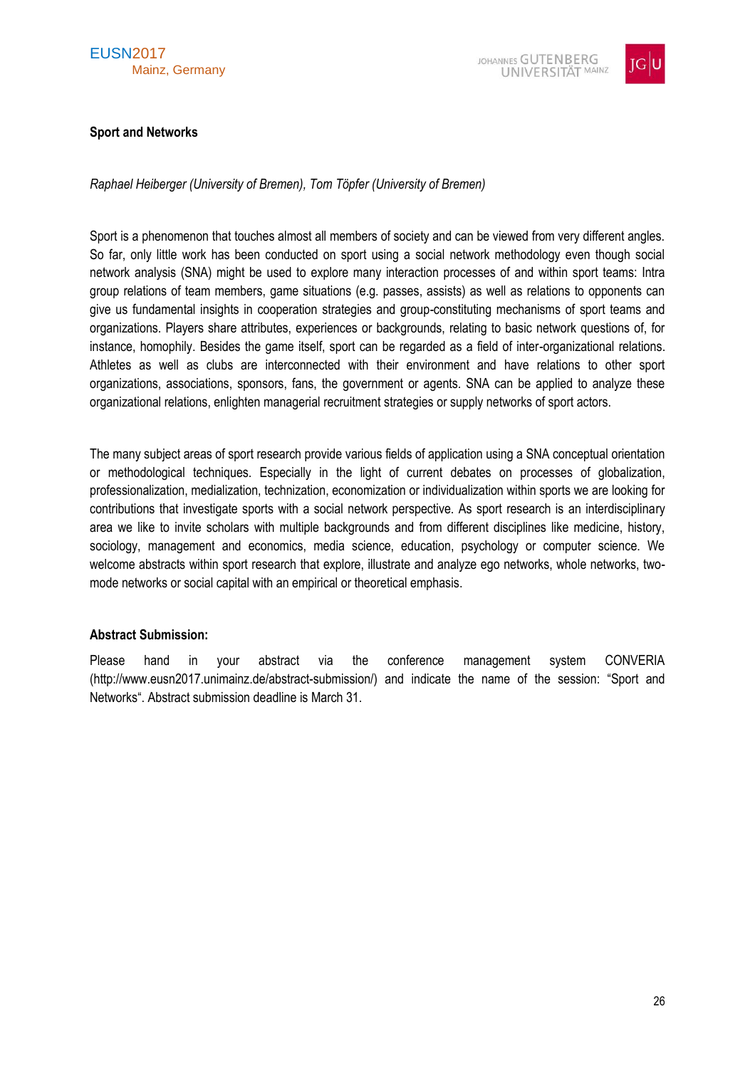**Sport and Networks**

*Raphael Heiberger (University of Bremen), Tom Töpfer (University of Bremen)*

Sport is a phenomenon that touches almost all members of society and can be viewed from very different angles. So far, only little work has been conducted on sport using a social network methodology even though social network analysis (SNA) might be used to explore many interaction processes of and within sport teams: Intra group relations of team members, game situations (e.g. passes, assists) as well as relations to opponents can give us fundamental insights in cooperation strategies and group-constituting mechanisms of sport teams and organizations. Players share attributes, experiences or backgrounds, relating to basic network questions of, for instance, homophily. Besides the game itself, sport can be regarded as a field of inter-organizational relations. Athletes as well as clubs are interconnected with their environment and have relations to other sport organizations, associations, sponsors, fans, the government or agents. SNA can be applied to analyze these organizational relations, enlighten managerial recruitment strategies or supply networks of sport actors.

The many subject areas of sport research provide various fields of application using a SNA conceptual orientation or methodological techniques. Especially in the light of current debates on processes of globalization, professionalization, medialization, technization, economization or individualization within sports we are looking for contributions that investigate sports with a social network perspective. As sport research is an interdisciplinary area we like to invite scholars with multiple backgrounds and from different disciplines like medicine, history, sociology, management and economics, media science, education, psychology or computer science. We welcome abstracts within sport research that explore, illustrate and analyze ego networks, whole networks, two-mode networks or social capital with an empirical or theoretical emphasis.

**Abstract Submission:**

Please hand in your abstract via the conference management system CONVERIA (http://www.eusn2017.unimainz.de/abstract-submission/) and indicate the name of the session: "Sport and Networks". Abstract submission deadline is March 31.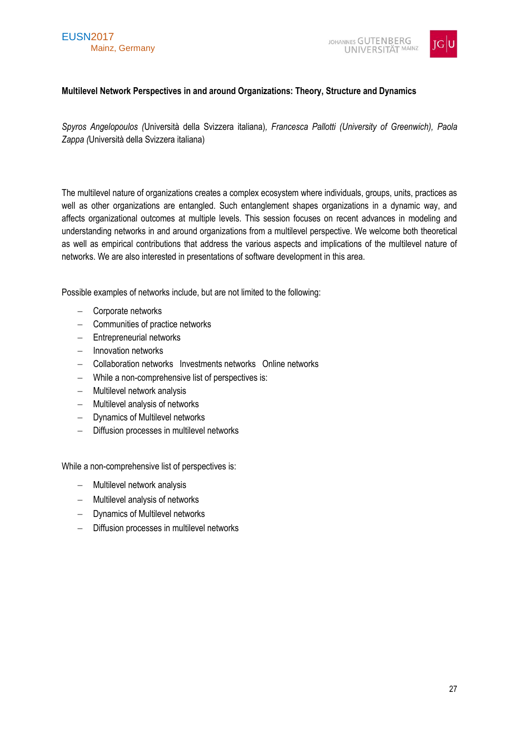**Multilevel Network Perspectives in and around Organizations: Theory, Structure and Dynamics**

*Spyros Angelopoulos (*Università della Svizzera italiana), *Francesca Pallotti (University of Greenwich), Paola Zappa (*Università della Svizzera italiana)

The multilevel nature of organizations creates a complex ecosystem where individuals, groups, units, practices as well as other organizations are entangled. Such entanglement shapes organizations in a dynamic way, and affects organizational outcomes at multiple levels. This session focuses on recent advances in modeling and understanding networks in and around organizations from a multilevel perspective. We welcome both theoretical as well as empirical contributions that address the various aspects and implications of the multilevel nature of networks. We are also interested in presentations of software development in this area.

Possible examples of networks include, but are not limited to the following:

- Corporate networks
- Communities of practice networks
- Entrepreneurial networks
- Innovation networks
- Collaboration networks  Investments networks  Online networks
- While a non-comprehensive list of perspectives is:
- Multilevel network analysis
- Multilevel analysis of networks
- Dynamics of Multilevel networks
- Diffusion processes in multilevel networks

While a non-comprehensive list of perspectives is:

- Multilevel network analysis
- Multilevel analysis of networks
- Dynamics of Multilevel networks
- Diffusion processes in multilevel networks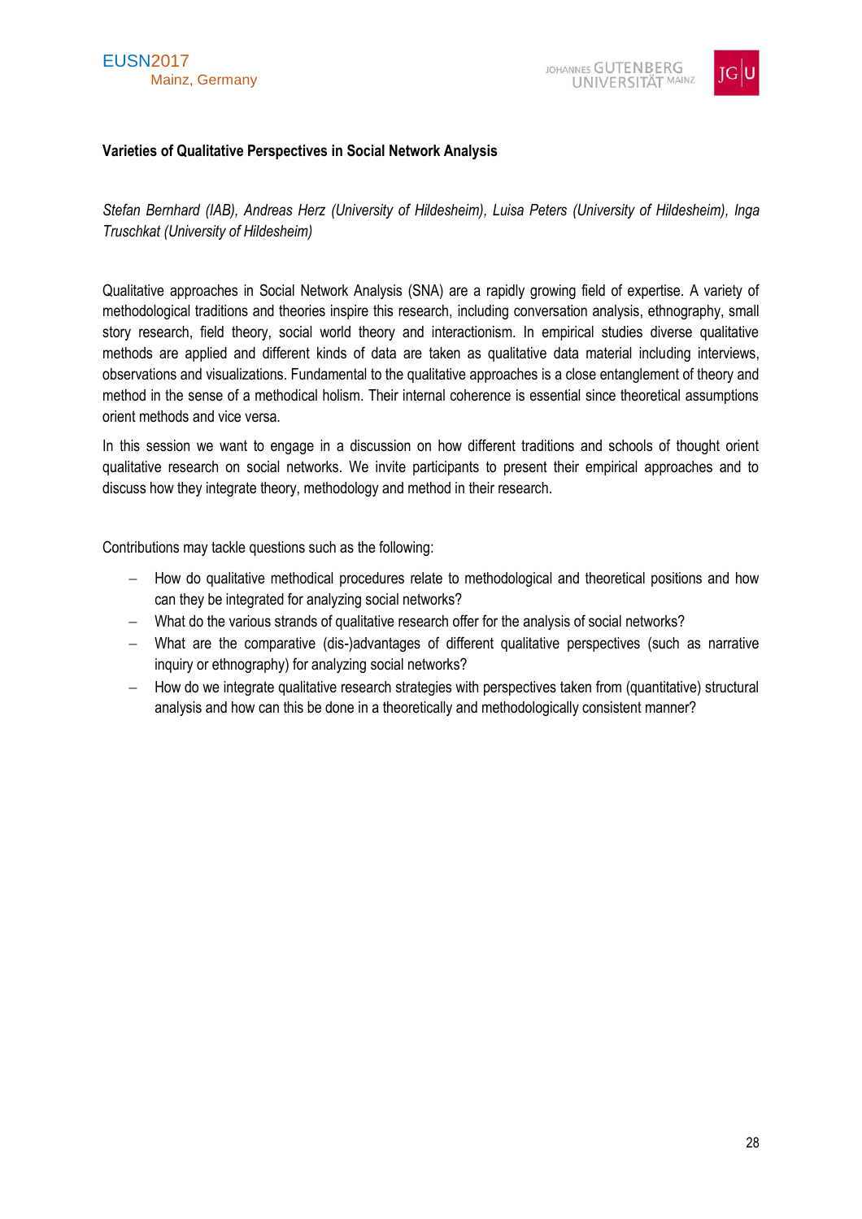### Varieties of Qualitative Perspectives in Social Network Analysis

*Stefan Bernhard (IAB), Andreas Herz (University of Hildesheim), Luisa Peters (University of Hildesheim), Inga Truschkat (University of Hildesheim)*

Qualitative approaches in Social Network Analysis (SNA) are a rapidly growing field of expertise. A variety of methodological traditions and theories inspire this research, including conversation analysis, ethnography, small story research, field theory, social world theory and interactionism. In empirical studies diverse qualitative methods are applied and different kinds of data are taken as qualitative data material including interviews, observations and visualizations. Fundamental to the qualitative approaches is a close entanglement of theory and method in the sense of a methodical holism. Their internal coherence is essential since theoretical assumptions orient methods and vice versa.

In this session we want to engage in a discussion on how different traditions and schools of thought orient qualitative research on social networks. We invite participants to present their empirical approaches and to discuss how they integrate theory, methodology and method in their research.

Contributions may tackle questions such as the following:

- How do qualitative methodical procedures relate to methodological and theoretical positions and how can they be integrated for analyzing social networks?
- What do the various strands of qualitative research offer for the analysis of social networks?
- What are the comparative (dis-)advantages of different qualitative perspectives (such as narrative inquiry or ethnography) for analyzing social networks?
- How do we integrate qualitative research strategies with perspectives taken from (quantitative) structural analysis and how can this be done in a theoretically and methodologically consistent manner?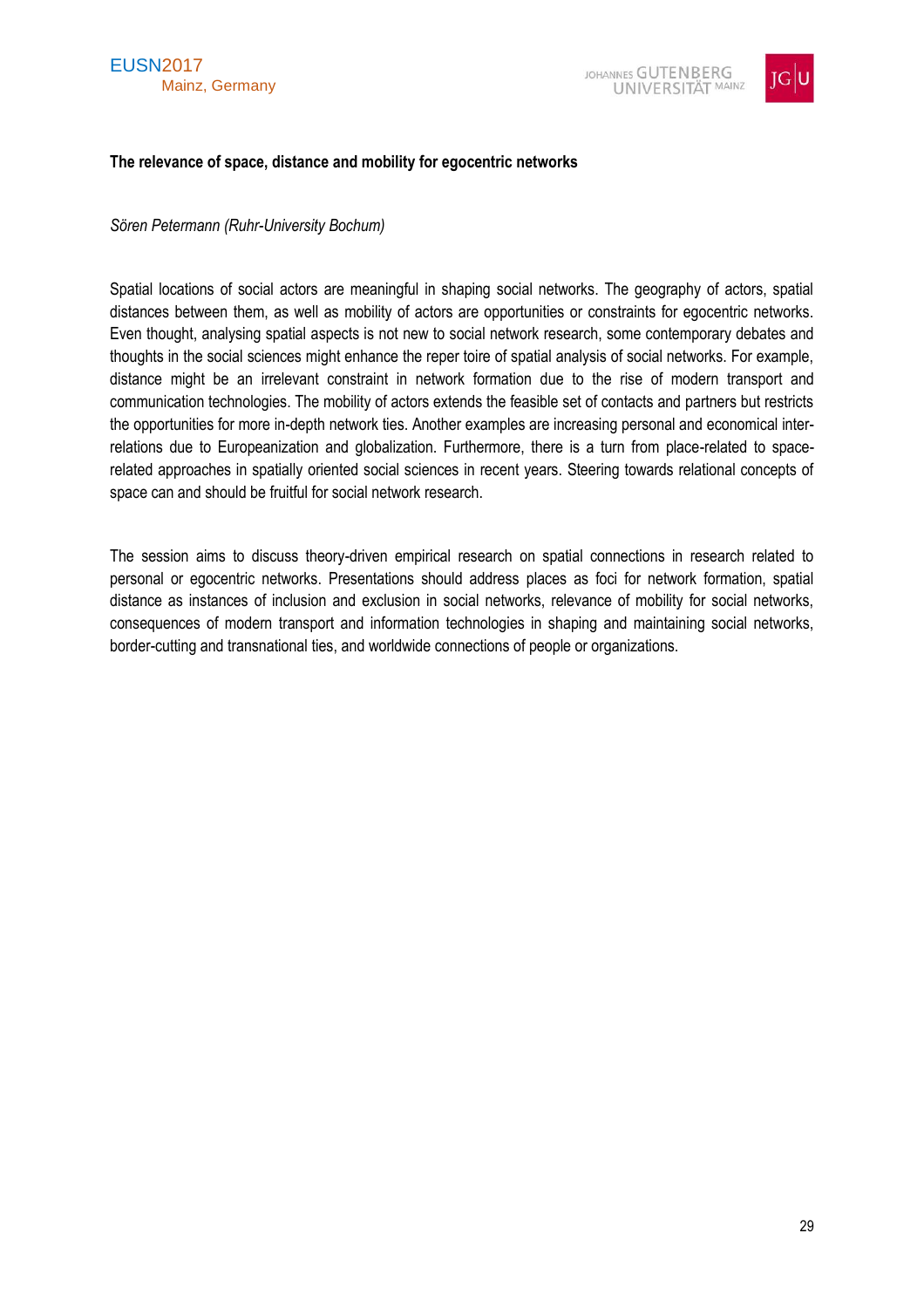### The relevance of space, distance and mobility for egocentric networks

*Sören Petermann (Ruhr-University Bochum)*

Spatial locations of social actors are meaningful in shaping social networks. The geography of actors, spatial distances between them, as well as mobility of actors are opportunities or constraints for egocentric networks. Even thought, analysing spatial aspects is not new to social network research, some contemporary debates and thoughts in the social sciences might enhance the reper toire of spatial analysis of social networks. For example, distance might be an irrelevant constraint in network formation due to the rise of modern transport and communication technologies. The mobility of actors extends the feasible set of contacts and partners but restricts the opportunities for more in-depth network ties. Another examples are increasing personal and economical inter-relations due to Europeanization and globalization. Furthermore, there is a turn from place-related to space-related approaches in spatially oriented social sciences in recent years. Steering towards relational concepts of space can and should be fruitful for social network research.

The session aims to discuss theory-driven empirical research on spatial connections in research related to personal or egocentric networks. Presentations should address places as foci for network formation, spatial distance as instances of inclusion and exclusion in social networks, relevance of mobility for social networks, consequences of modern transport and information technologies in shaping and maintaining social networks, border-cutting and transnational ties, and worldwide connections of people or organizations.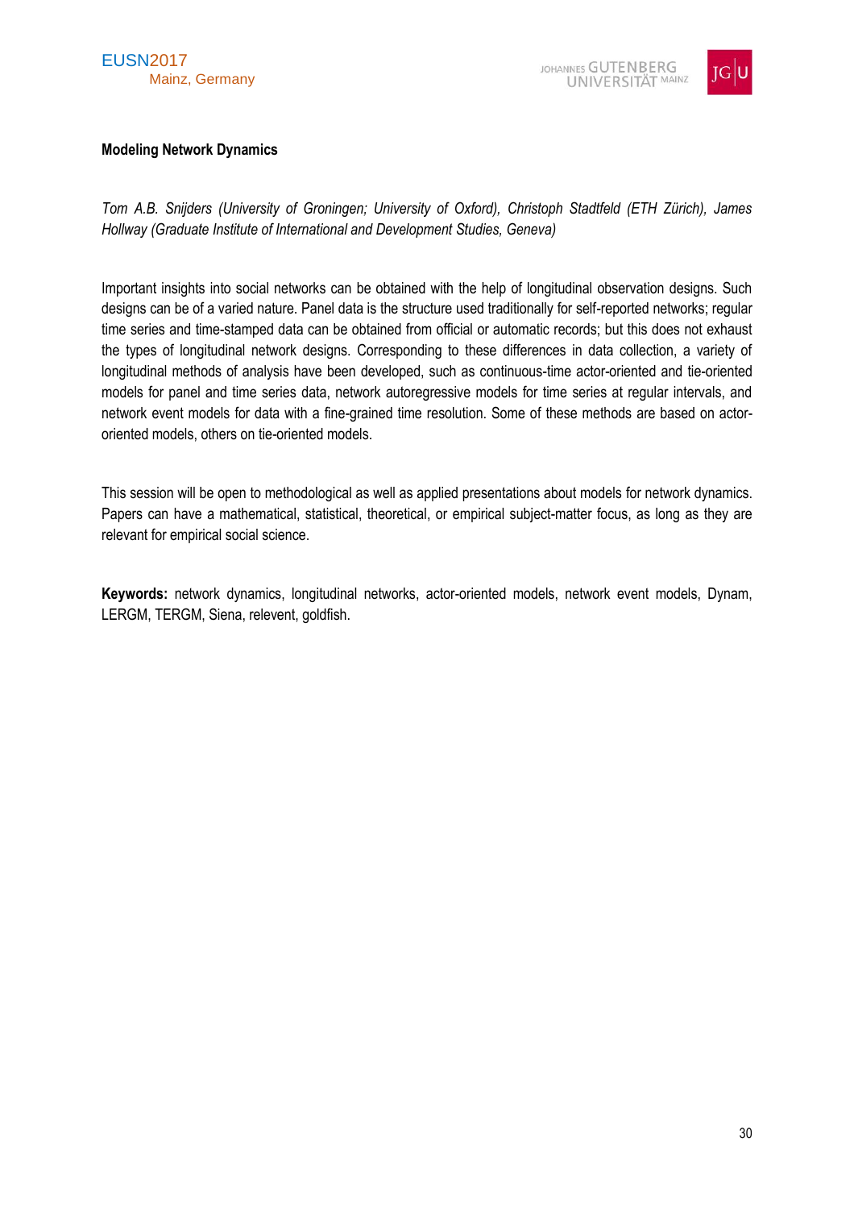**Modeling Network Dynamics**

*Tom A.B. Snijders (University of Groningen; University of Oxford), Christoph Stadtfeld (ETH Zürich), James Hollway (Graduate Institute of International and Development Studies, Geneva)*

Important insights into social networks can be obtained with the help of longitudinal observation designs. Such designs can be of a varied nature. Panel data is the structure used traditionally for self-reported networks; regular time series and time-stamped data can be obtained from official or automatic records; but this does not exhaust the types of longitudinal network designs. Corresponding to these differences in data collection, a variety of longitudinal methods of analysis have been developed, such as continuous-time actor-oriented and tie-oriented models for panel and time series data, network autoregressive models for time series at regular intervals, and network event models for data with a fine-grained time resolution. Some of these methods are based on actor-oriented models, others on tie-oriented models.

This session will be open to methodological as well as applied presentations about models for network dynamics. Papers can have a mathematical, statistical, theoretical, or empirical subject-matter focus, as long as they are relevant for empirical social science.

**Keywords:** network dynamics, longitudinal networks, actor-oriented models, network event models, Dynam, LERGM, TERGM, Siena, relevent, goldfish.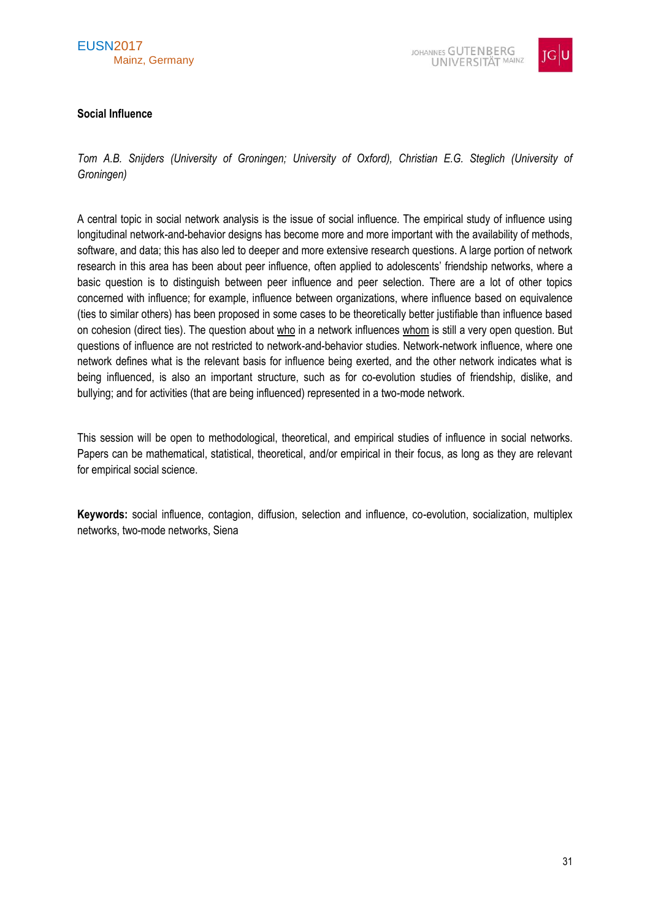## Social Influence

*Tom A.B. Snijders (University of Groningen; University of Oxford), Christian E.G. Steglich (University of Groningen)*

A central topic in social network analysis is the issue of social influence. The empirical study of influence using longitudinal network-and-behavior designs has become more and more important with the availability of methods, software, and data; this has also led to deeper and more extensive research questions. A large portion of network research in this area has been about peer influence, often applied to adolescents' friendship networks, where a basic question is to distinguish between peer influence and peer selection. There are a lot of other topics concerned with influence; for example, influence between organizations, where influence based on equivalence (ties to similar others) has been proposed in some cases to be theoretically better justifiable than influence based on cohesion (direct ties). The question about <u>who</u> in a network influences <u>whom</u> is still a very open question. But questions of influence are not restricted to network-and-behavior studies. Network-network influence, where one network defines what is the relevant basis for influence being exerted, and the other network indicates what is being influenced, is also an important structure, such as for co-evolution studies of friendship, dislike, and bullying; and for activities (that are being influenced) represented in a two-mode network.

This session will be open to methodological, theoretical, and empirical studies of influence in social networks. Papers can be mathematical, statistical, theoretical, and/or empirical in their focus, as long as they are relevant for empirical social science.

**Keywords:** social influence, contagion, diffusion, selection and influence, co-evolution, socialization, multiplex networks, two-mode networks, Siena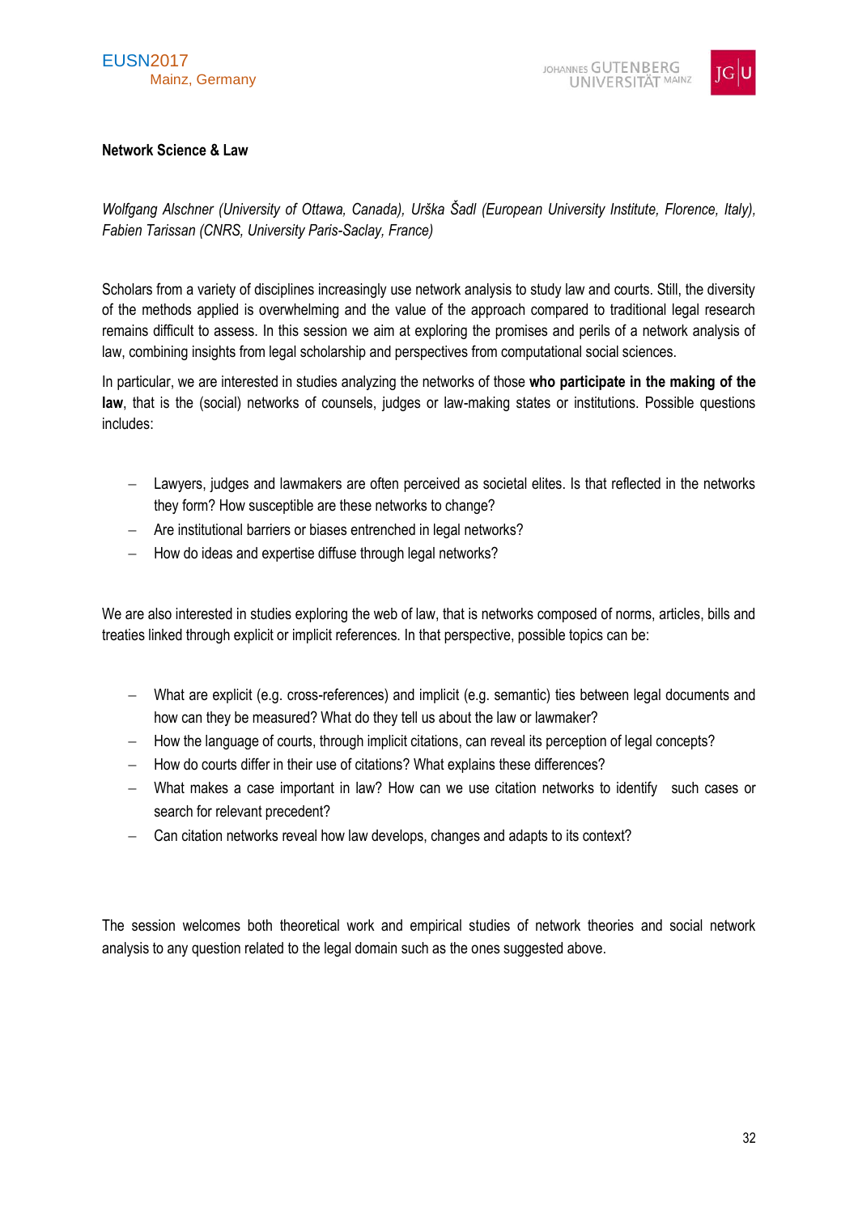**Network Science & Law**

*Wolfgang Alschner (University of Ottawa, Canada), Urška Šadl (European University Institute, Florence, Italy), Fabien Tarissan (CNRS, University Paris-Saclay, France)*

Scholars from a variety of disciplines increasingly use network analysis to study law and courts. Still, the diversity of the methods applied is overwhelming and the value of the approach compared to traditional legal research remains difficult to assess. In this session we aim at exploring the promises and perils of a network analysis of law, combining insights from legal scholarship and perspectives from computational social sciences.

In particular, we are interested in studies analyzing the networks of those **who participate in the making of the law**, that is the (social) networks of counsels, judges or law-making states or institutions. Possible questions includes:

- Lawyers, judges and lawmakers are often perceived as societal elites. Is that reflected in the networks they form? How susceptible are these networks to change?
- Are institutional barriers or biases entrenched in legal networks?
- How do ideas and expertise diffuse through legal networks?

We are also interested in studies exploring the web of law, that is networks composed of norms, articles, bills and treaties linked through explicit or implicit references. In that perspective, possible topics can be:

- What are explicit (e.g. cross-references) and implicit (e.g. semantic) ties between legal documents and how can they be measured? What do they tell us about the law or lawmaker?
- How the language of courts, through implicit citations, can reveal its perception of legal concepts?
- How do courts differ in their use of citations? What explains these differences?
- What makes a case important in law? How can we use citation networks to identify such cases or search for relevant precedent?
- Can citation networks reveal how law develops, changes and adapts to its context?

The session welcomes both theoretical work and empirical studies of network theories and social network analysis to any question related to the legal domain such as the ones suggested above.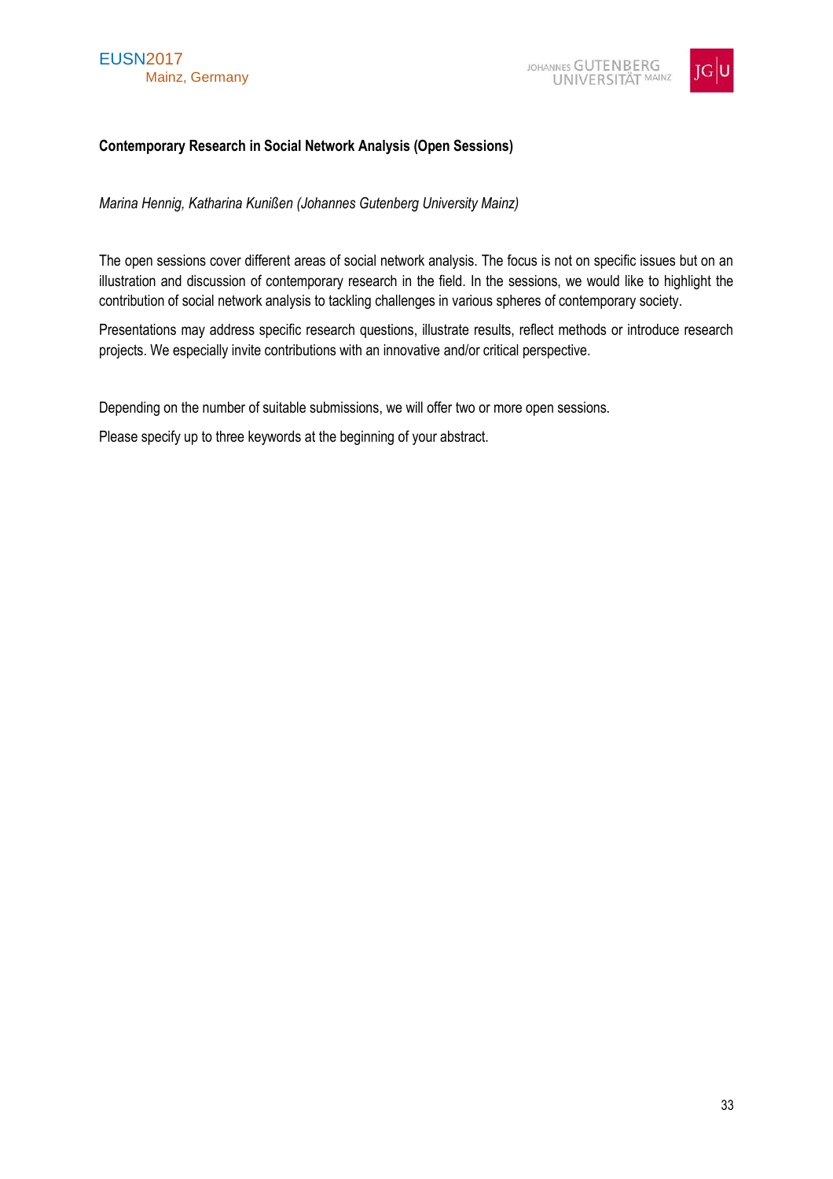**Contemporary Research in Social Network Analysis (Open Sessions)**

*Marina Hennig, Katharina Kunißen (Johannes Gutenberg University Mainz)*

The open sessions cover different areas of social network analysis. The focus is not on specific issues but on an illustration and discussion of contemporary research in the field. In the sessions, we would like to highlight the contribution of social network analysis to tackling challenges in various spheres of contemporary society.

Presentations may address specific research questions, illustrate results, reflect methods or introduce research projects. We especially invite contributions with an innovative and/or critical perspective.

Depending on the number of suitable submissions, we will offer two or more open sessions.

Please specify up to three keywords at the beginning of your abstract.